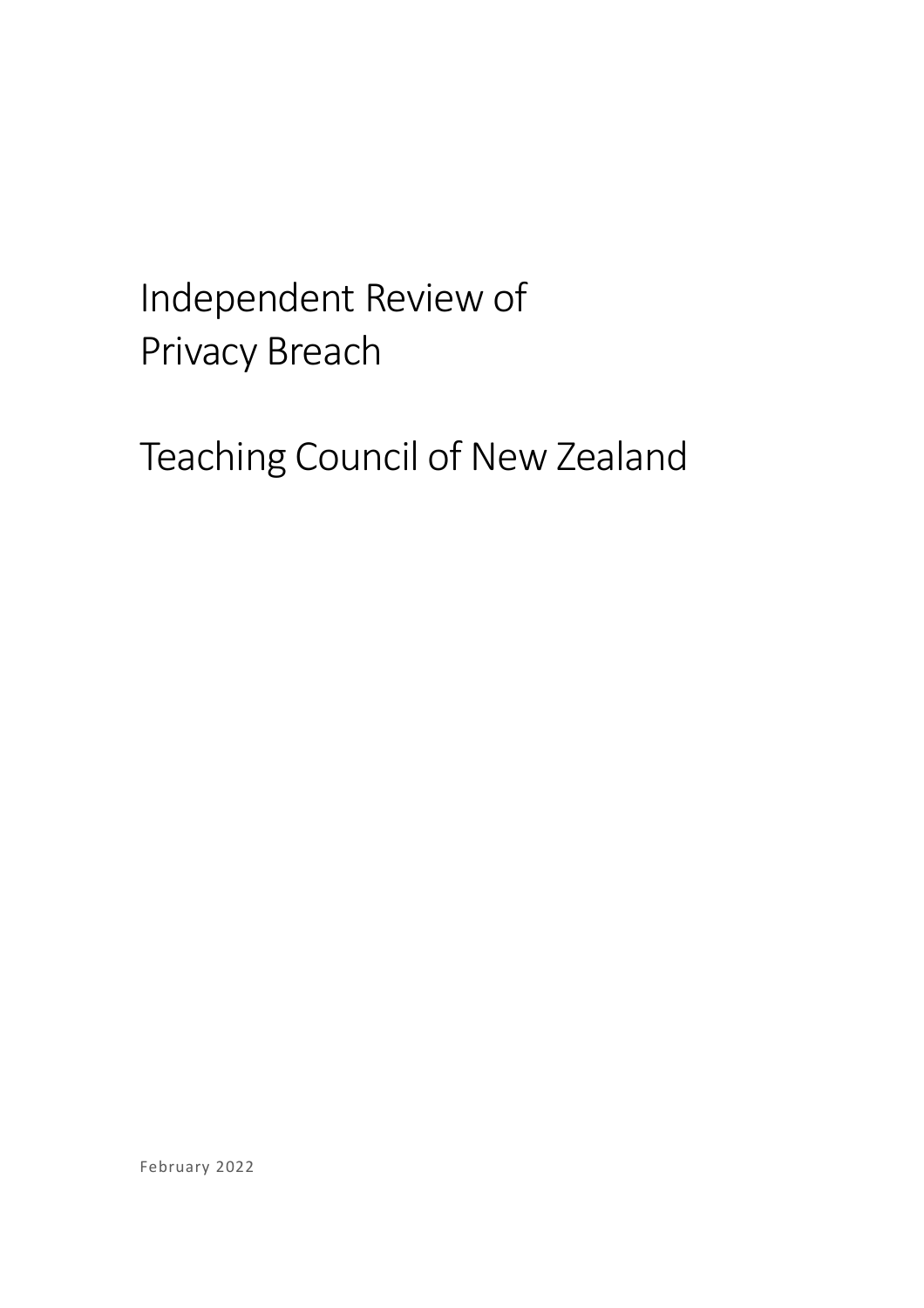# Independent Review of Privacy Breach

# Teaching Council of New Zealand

February 2022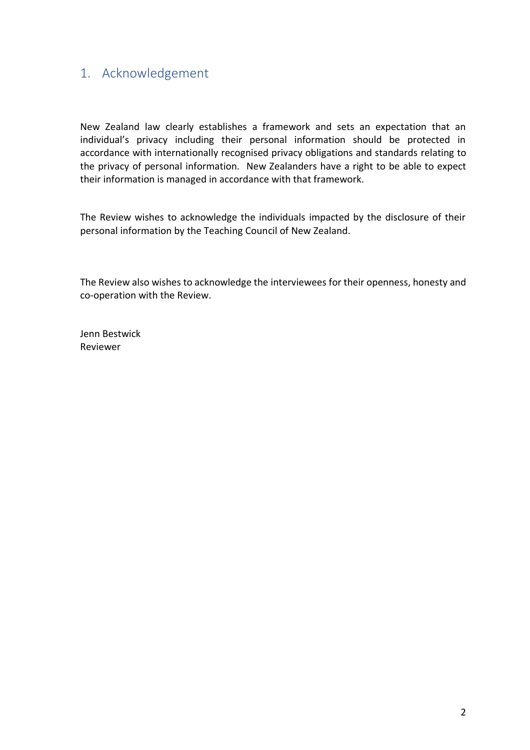## 1. Acknowledgement

New Zealand law clearly establishes a framework and sets an expectation that an individual's privacy including their personal information should be protected in accordance with internationally recognised privacy obligations and standards relating to the privacy of personal information. New Zealanders have a right to be able to expect their information is managed in accordance with that framework.

The Review wishes to acknowledge the individuals impacted by the disclosure of their personal information by the Teaching Council of New Zealand.

The Review also wishes to acknowledge the interviewees for their openness, honesty and co-operation with the Review.

Jenn Bestwick
Reviewer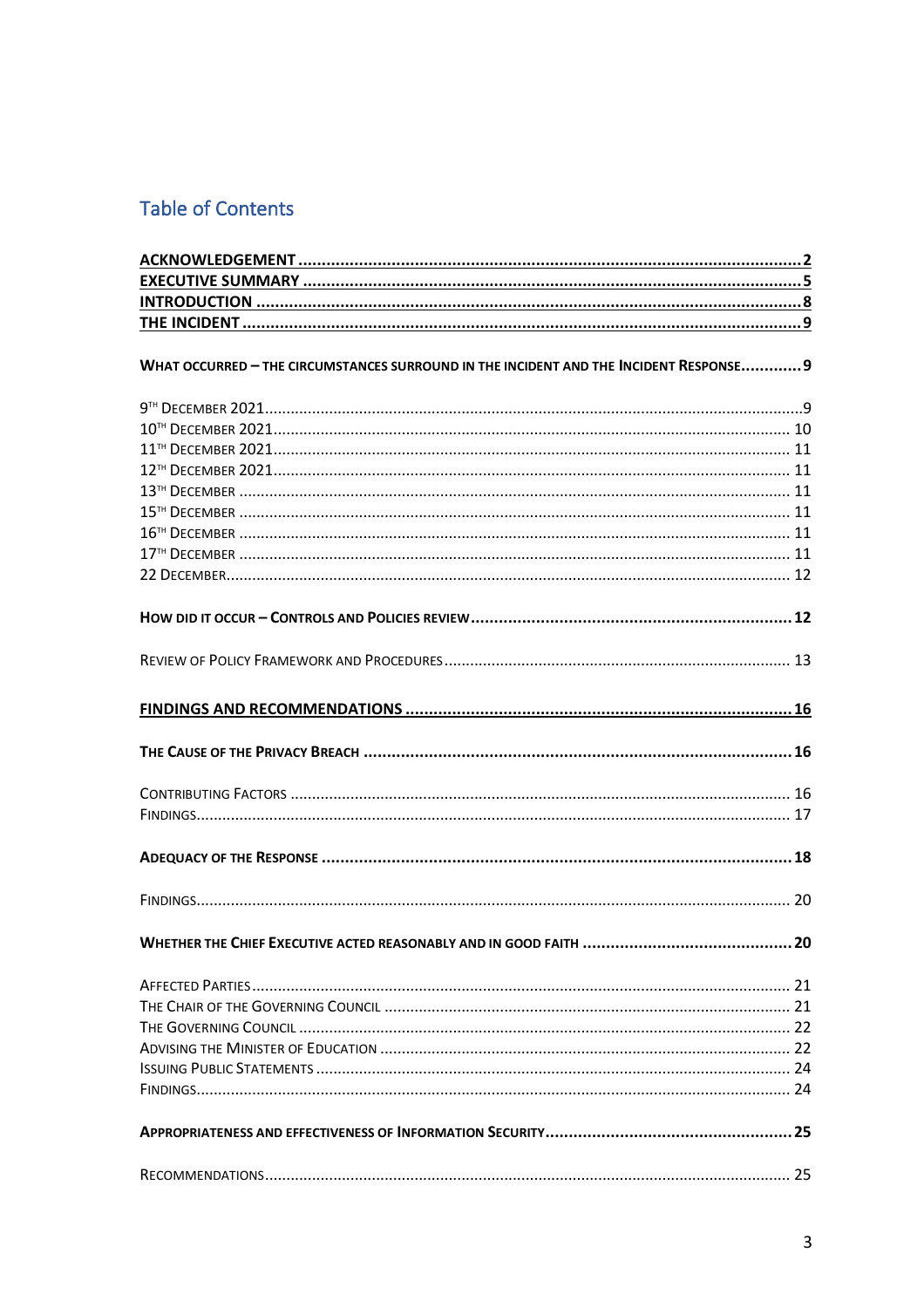## Table of Contents

ACKNOWLEDGEMENT .......... 2
EXECUTIVE SUMMARY .......... 5
INTRODUCTION .......... 8
THE INCIDENT .......... 9

WHAT OCCURRED – THE CIRCUMSTANCES SURROUND IN THE INCIDENT AND THE INCIDENT RESPONSE .......... 9

9TH DECEMBER 2021 .......... 9
10TH DECEMBER 2021 .......... 10
11TH DECEMBER 2021 .......... 11
12TH DECEMBER 2021 .......... 11
13TH DECEMBER .......... 11
15TH DECEMBER .......... 11
16TH DECEMBER .......... 11
17TH DECEMBER .......... 11
22 DECEMBER .......... 12

HOW DID IT OCCUR – CONTROLS AND POLICIES REVIEW .......... 12

REVIEW OF POLICY FRAMEWORK AND PROCEDURES .......... 13

FINDINGS AND RECOMMENDATIONS .......... 16

THE CAUSE OF THE PRIVACY BREACH .......... 16

CONTRIBUTING FACTORS .......... 16
FINDINGS .......... 17

ADEQUACY OF THE RESPONSE .......... 18

FINDINGS .......... 20

WHETHER THE CHIEF EXECUTIVE ACTED REASONABLY AND IN GOOD FAITH .......... 20

AFFECTED PARTIES .......... 21
THE CHAIR OF THE GOVERNING COUNCIL .......... 21
THE GOVERNING COUNCIL .......... 22
ADVISING THE MINISTER OF EDUCATION .......... 22
ISSUING PUBLIC STATEMENTS .......... 24
FINDINGS .......... 24

APPROPRIATENESS AND EFFECTIVENESS OF INFORMATION SECURITY .......... 25

RECOMMENDATIONS .......... 25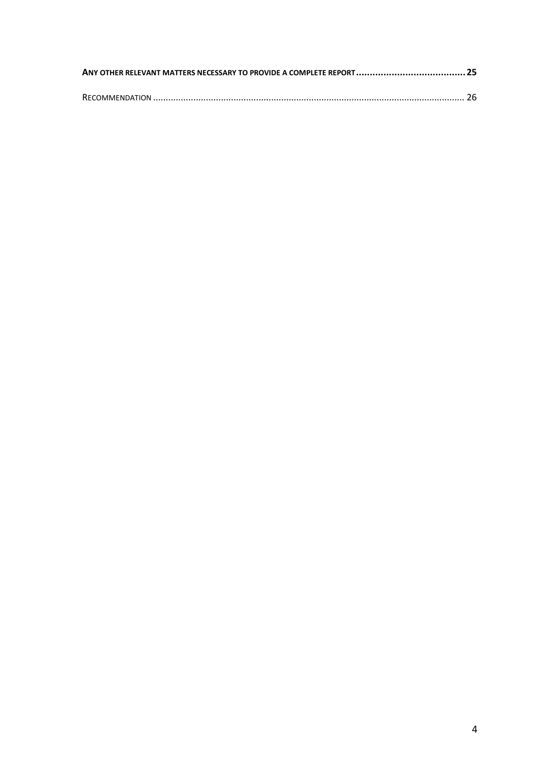**ANY OTHER RELEVANT MATTERS NECESSARY TO PROVIDE A COMPLETE REPORT ........................................ 25**

RECOMMENDATION ........................................................................................................................... 26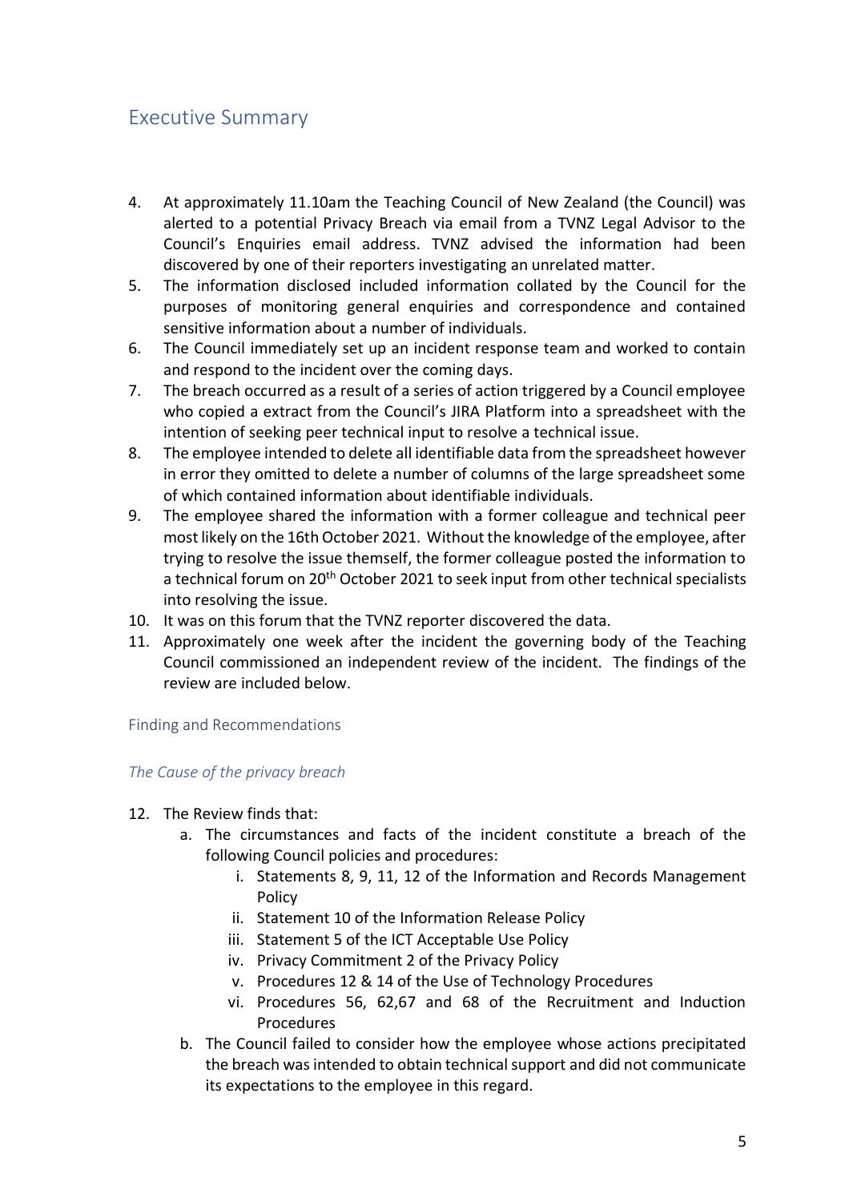## Executive Summary

4. At approximately 11.10am the Teaching Council of New Zealand (the Council) was alerted to a potential Privacy Breach via email from a TVNZ Legal Advisor to the Council's Enquiries email address. TVNZ advised the information had been discovered by one of their reporters investigating an unrelated matter.
5. The information disclosed included information collated by the Council for the purposes of monitoring general enquiries and correspondence and contained sensitive information about a number of individuals.
6. The Council immediately set up an incident response team and worked to contain and respond to the incident over the coming days.
7. The breach occurred as a result of a series of action triggered by a Council employee who copied a extract from the Council's JIRA Platform into a spreadsheet with the intention of seeking peer technical input to resolve a technical issue.
8. The employee intended to delete all identifiable data from the spreadsheet however in error they omitted to delete a number of columns of the large spreadsheet some of which contained information about identifiable individuals.
9. The employee shared the information with a former colleague and technical peer most likely on the 16th October 2021. Without the knowledge of the employee, after trying to resolve the issue themself, the former colleague posted the information to a technical forum on 20th October 2021 to seek input from other technical specialists into resolving the issue.
10. It was on this forum that the TVNZ reporter discovered the data.
11. Approximately one week after the incident the governing body of the Teaching Council commissioned an independent review of the incident. The findings of the review are included below.

### Finding and Recommendations

#### *The Cause of the privacy breach*

12. The Review finds that:
    a. The circumstances and facts of the incident constitute a breach of the following Council policies and procedures:
        i. Statements 8, 9, 11, 12 of the Information and Records Management Policy
        ii. Statement 10 of the Information Release Policy
        iii. Statement 5 of the ICT Acceptable Use Policy
        iv. Privacy Commitment 2 of the Privacy Policy
        v. Procedures 12 & 14 of the Use of Technology Procedures
        vi. Procedures 56, 62,67 and 68 of the Recruitment and Induction Procedures
    b. The Council failed to consider how the employee whose actions precipitated the breach was intended to obtain technical support and did not communicate its expectations to the employee in this regard.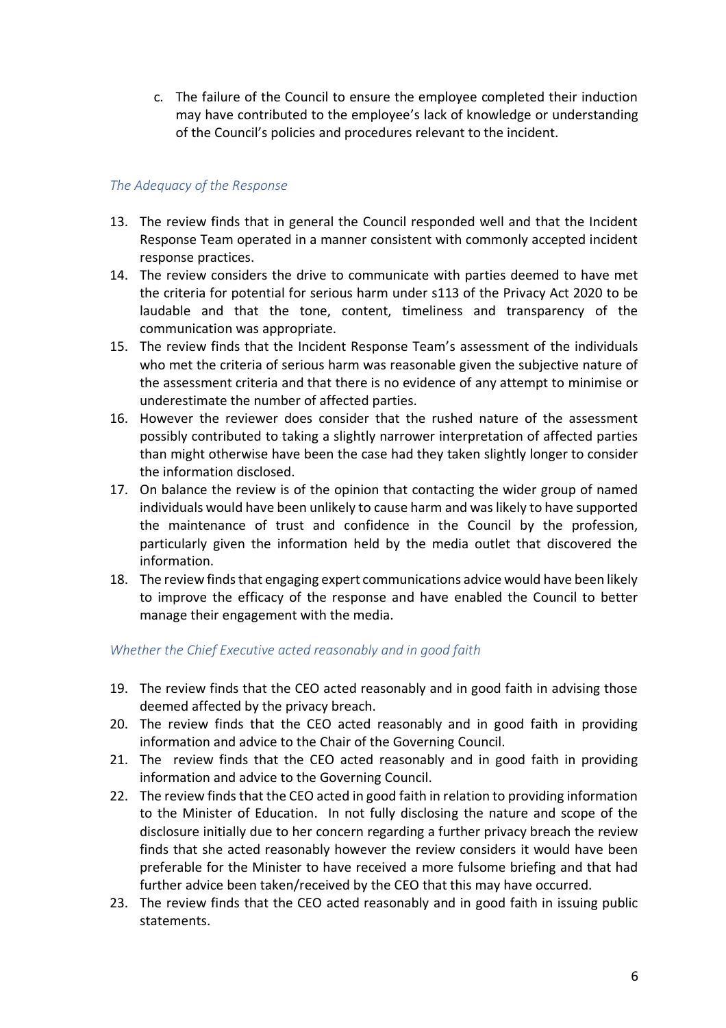c. The failure of the Council to ensure the employee completed their induction may have contributed to the employee's lack of knowledge or understanding of the Council's policies and procedures relevant to the incident.

### *The Adequacy of the Response*

13. The review finds that in general the Council responded well and that the Incident Response Team operated in a manner consistent with commonly accepted incident response practices.
14. The review considers the drive to communicate with parties deemed to have met the criteria for potential for serious harm under s113 of the Privacy Act 2020 to be laudable and that the tone, content, timeliness and transparency of the communication was appropriate.
15. The review finds that the Incident Response Team's assessment of the individuals who met the criteria of serious harm was reasonable given the subjective nature of the assessment criteria and that there is no evidence of any attempt to minimise or underestimate the number of affected parties.
16. However the reviewer does consider that the rushed nature of the assessment possibly contributed to taking a slightly narrower interpretation of affected parties than might otherwise have been the case had they taken slightly longer to consider the information disclosed.
17. On balance the review is of the opinion that contacting the wider group of named individuals would have been unlikely to cause harm and was likely to have supported the maintenance of trust and confidence in the Council by the profession, particularly given the information held by the media outlet that discovered the information.
18. The review finds that engaging expert communications advice would have been likely to improve the efficacy of the response and have enabled the Council to better manage their engagement with the media.

### *Whether the Chief Executive acted reasonably and in good faith*

19. The review finds that the CEO acted reasonably and in good faith in advising those deemed affected by the privacy breach.
20. The review finds that the CEO acted reasonably and in good faith in providing information and advice to the Chair of the Governing Council.
21. The review finds that the CEO acted reasonably and in good faith in providing information and advice to the Governing Council.
22. The review finds that the CEO acted in good faith in relation to providing information to the Minister of Education. In not fully disclosing the nature and scope of the disclosure initially due to her concern regarding a further privacy breach the review finds that she acted reasonably however the review considers it would have been preferable for the Minister to have received a more fulsome briefing and that had further advice been taken/received by the CEO that this may have occurred.
23. The review finds that the CEO acted reasonably and in good faith in issuing public statements.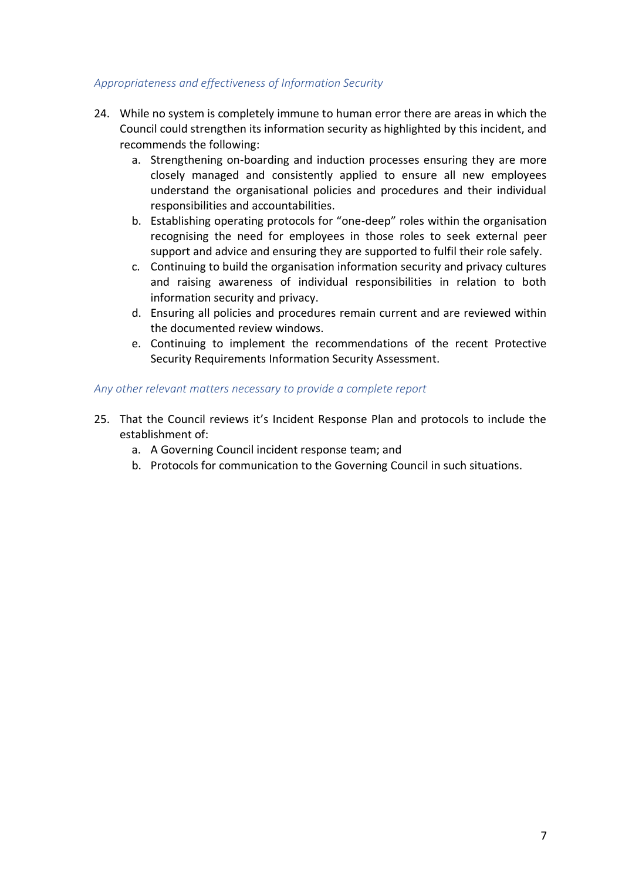*Appropriateness and effectiveness of Information Security*

24. While no system is completely immune to human error there are areas in which the Council could strengthen its information security as highlighted by this incident, and recommends the following:
    a. Strengthening on-boarding and induction processes ensuring they are more closely managed and consistently applied to ensure all new employees understand the organisational policies and procedures and their individual responsibilities and accountabilities.
    b. Establishing operating protocols for "one-deep" roles within the organisation recognising the need for employees in those roles to seek external peer support and advice and ensuring they are supported to fulfil their role safely.
    c. Continuing to build the organisation information security and privacy cultures and raising awareness of individual responsibilities in relation to both information security and privacy.
    d. Ensuring all policies and procedures remain current and are reviewed within the documented review windows.
    e. Continuing to implement the recommendations of the recent Protective Security Requirements Information Security Assessment.

*Any other relevant matters necessary to provide a complete report*

25. That the Council reviews it's Incident Response Plan and protocols to include the establishment of:
    a. A Governing Council incident response team; and
    b. Protocols for communication to the Governing Council in such situations.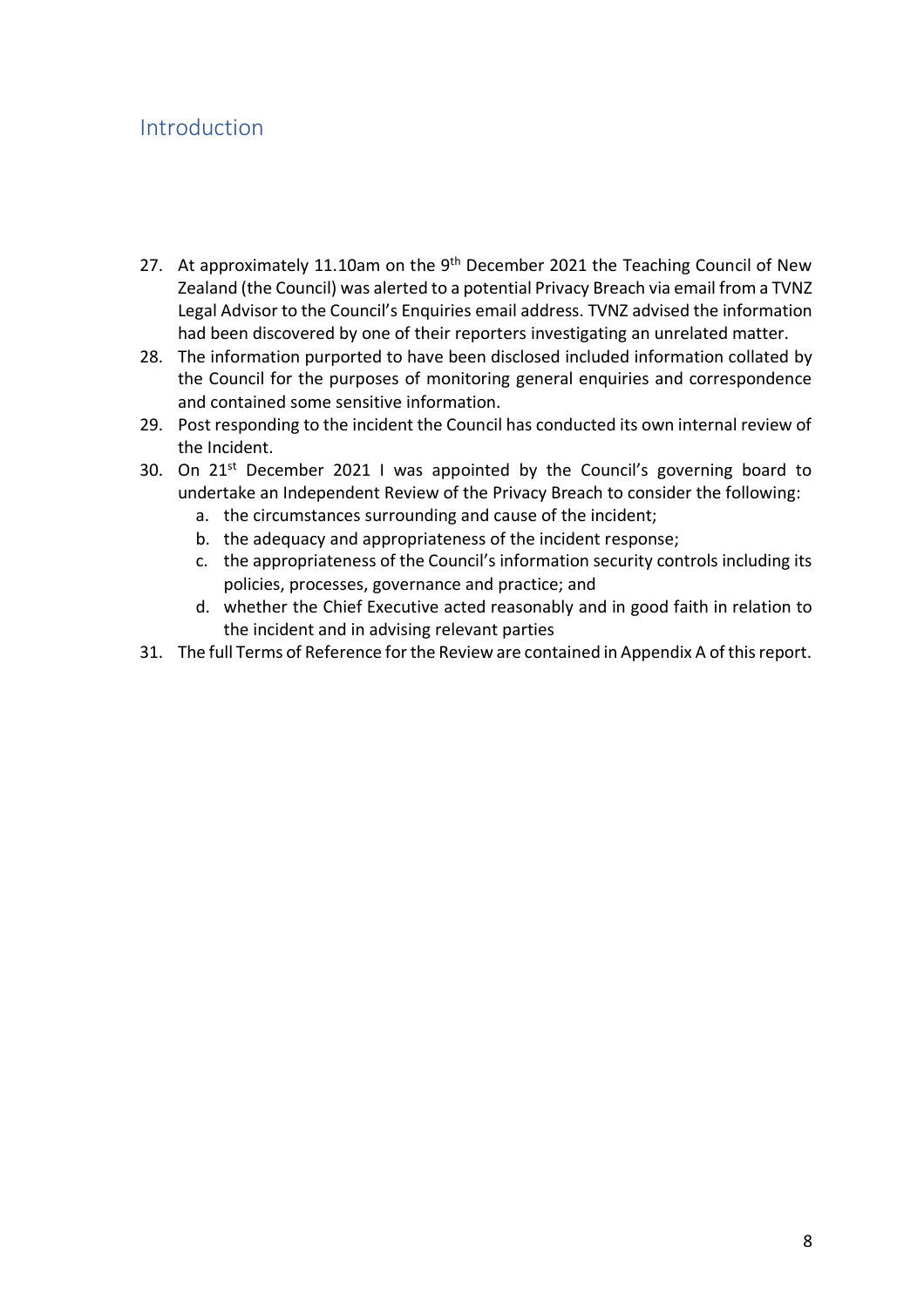## Introduction

27. At approximately 11.10am on the 9th December 2021 the Teaching Council of New Zealand (the Council) was alerted to a potential Privacy Breach via email from a TVNZ Legal Advisor to the Council's Enquiries email address. TVNZ advised the information had been discovered by one of their reporters investigating an unrelated matter.
28. The information purported to have been disclosed included information collated by the Council for the purposes of monitoring general enquiries and correspondence and contained some sensitive information.
29. Post responding to the incident the Council has conducted its own internal review of the Incident.
30. On 21st December 2021 I was appointed by the Council's governing board to undertake an Independent Review of the Privacy Breach to consider the following:
    a. the circumstances surrounding and cause of the incident;
    b. the adequacy and appropriateness of the incident response;
    c. the appropriateness of the Council's information security controls including its policies, processes, governance and practice; and
    d. whether the Chief Executive acted reasonably and in good faith in relation to the incident and in advising relevant parties
31. The full Terms of Reference for the Review are contained in Appendix A of this report.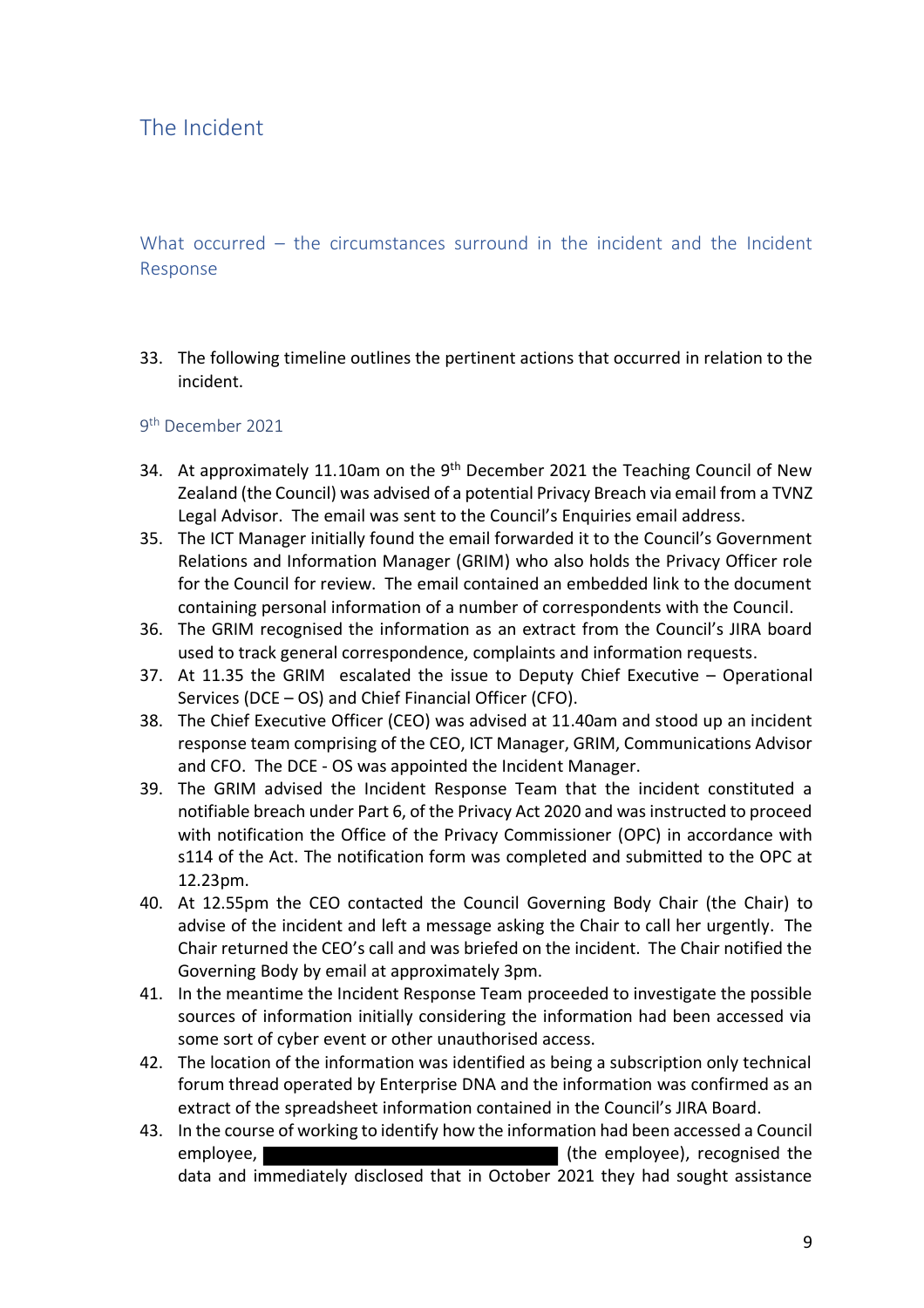## The Incident

### What occurred – the circumstances surround in the incident and the Incident Response

33. The following timeline outlines the pertinent actions that occurred in relation to the incident.

#### 9th December 2021

34. At approximately 11.10am on the 9th December 2021 the Teaching Council of New Zealand (the Council) was advised of a potential Privacy Breach via email from a TVNZ Legal Advisor. The email was sent to the Council's Enquiries email address.
35. The ICT Manager initially found the email forwarded it to the Council's Government Relations and Information Manager (GRIM) who also holds the Privacy Officer role for the Council for review. The email contained an embedded link to the document containing personal information of a number of correspondents with the Council.
36. The GRIM recognised the information as an extract from the Council's JIRA board used to track general correspondence, complaints and information requests.
37. At 11.35 the GRIM escalated the issue to Deputy Chief Executive – Operational Services (DCE – OS) and Chief Financial Officer (CFO).
38. The Chief Executive Officer (CEO) was advised at 11.40am and stood up an incident response team comprising of the CEO, ICT Manager, GRIM, Communications Advisor and CFO. The DCE - OS was appointed the Incident Manager.
39. The GRIM advised the Incident Response Team that the incident constituted a notifiable breach under Part 6, of the Privacy Act 2020 and was instructed to proceed with notification the Office of the Privacy Commissioner (OPC) in accordance with s114 of the Act. The notification form was completed and submitted to the OPC at 12.23pm.
40. At 12.55pm the CEO contacted the Council Governing Body Chair (the Chair) to advise of the incident and left a message asking the Chair to call her urgently. The Chair returned the CEO's call and was briefed on the incident. The Chair notified the Governing Body by email at approximately 3pm.
41. In the meantime the Incident Response Team proceeded to investigate the possible sources of information initially considering the information had been accessed via some sort of cyber event or other unauthorised access.
42. The location of the information was identified as being a subscription only technical forum thread operated by Enterprise DNA and the information was confirmed as an extract of the spreadsheet information contained in the Council's JIRA Board.
43. In the course of working to identify how the information had been accessed a Council employee, ████████████████ (the employee), recognised the data and immediately disclosed that in October 2021 they had sought assistance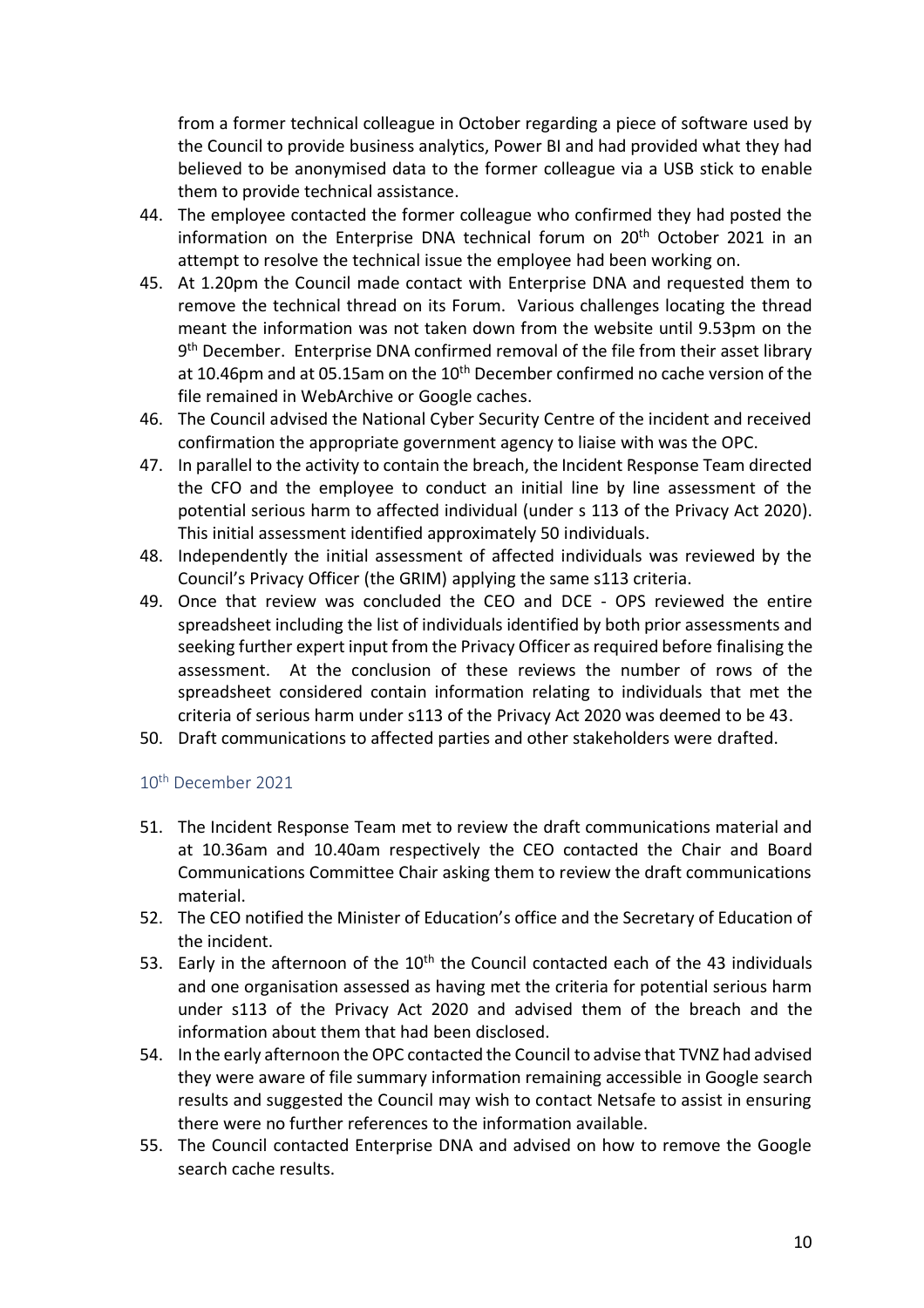from a former technical colleague in October regarding a piece of software used by the Council to provide business analytics, Power BI and had provided what they had believed to be anonymised data to the former colleague via a USB stick to enable them to provide technical assistance.

44. The employee contacted the former colleague who confirmed they had posted the information on the Enterprise DNA technical forum on 20th October 2021 in an attempt to resolve the technical issue the employee had been working on.
45. At 1.20pm the Council made contact with Enterprise DNA and requested them to remove the technical thread on its Forum. Various challenges locating the thread meant the information was not taken down from the website until 9.53pm on the 9th December. Enterprise DNA confirmed removal of the file from their asset library at 10.46pm and at 05.15am on the 10th December confirmed no cache version of the file remained in WebArchive or Google caches.
46. The Council advised the National Cyber Security Centre of the incident and received confirmation the appropriate government agency to liaise with was the OPC.
47. In parallel to the activity to contain the breach, the Incident Response Team directed the CFO and the employee to conduct an initial line by line assessment of the potential serious harm to affected individual (under s 113 of the Privacy Act 2020). This initial assessment identified approximately 50 individuals.
48. Independently the initial assessment of affected individuals was reviewed by the Council's Privacy Officer (the GRIM) applying the same s113 criteria.
49. Once that review was concluded the CEO and DCE - OPS reviewed the entire spreadsheet including the list of individuals identified by both prior assessments and seeking further expert input from the Privacy Officer as required before finalising the assessment. At the conclusion of these reviews the number of rows of the spreadsheet considered contain information relating to individuals that met the criteria of serious harm under s113 of the Privacy Act 2020 was deemed to be 43.
50. Draft communications to affected parties and other stakeholders were drafted.

## 10th December 2021

51. The Incident Response Team met to review the draft communications material and at 10.36am and 10.40am respectively the CEO contacted the Chair and Board Communications Committee Chair asking them to review the draft communications material.
52. The CEO notified the Minister of Education's office and the Secretary of Education of the incident.
53. Early in the afternoon of the 10th the Council contacted each of the 43 individuals and one organisation assessed as having met the criteria for potential serious harm under s113 of the Privacy Act 2020 and advised them of the breach and the information about them that had been disclosed.
54. In the early afternoon the OPC contacted the Council to advise that TVNZ had advised they were aware of file summary information remaining accessible in Google search results and suggested the Council may wish to contact Netsafe to assist in ensuring there were no further references to the information available.
55. The Council contacted Enterprise DNA and advised on how to remove the Google search cache results.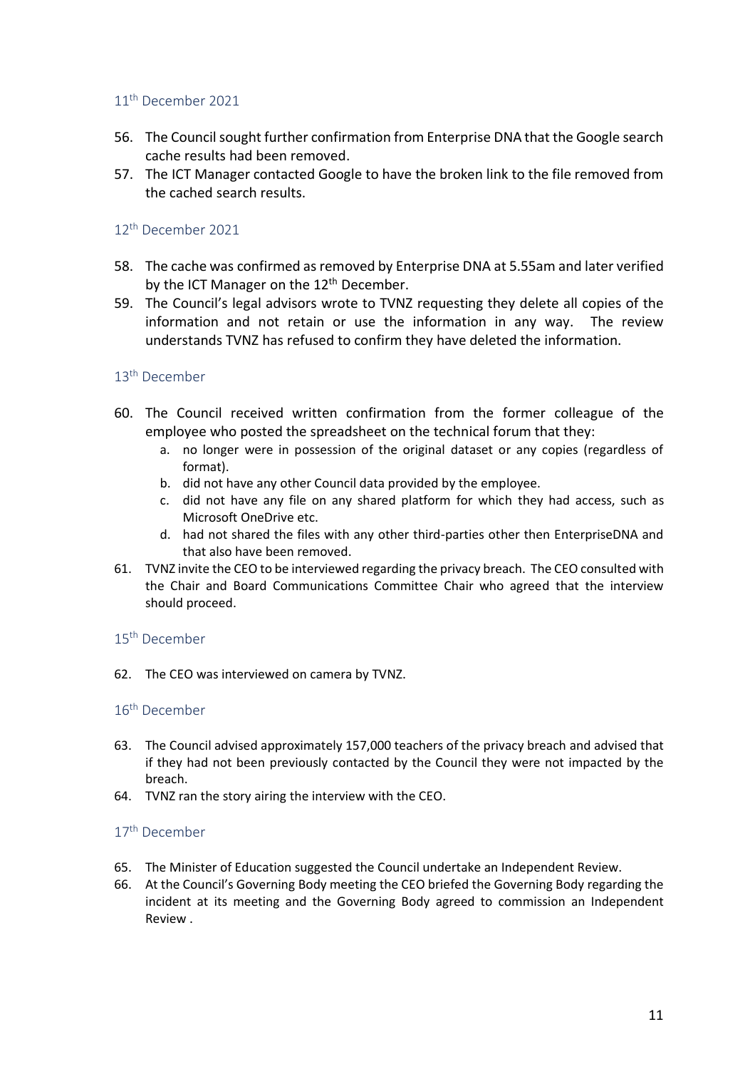### 11th December 2021

56. The Council sought further confirmation from Enterprise DNA that the Google search cache results had been removed.
57. The ICT Manager contacted Google to have the broken link to the file removed from the cached search results.

### 12th December 2021

58. The cache was confirmed as removed by Enterprise DNA at 5.55am and later verified by the ICT Manager on the 12th December.
59. The Council's legal advisors wrote to TVNZ requesting they delete all copies of the information and not retain or use the information in any way. The review understands TVNZ has refused to confirm they have deleted the information.

### 13th December

60. The Council received written confirmation from the former colleague of the employee who posted the spreadsheet on the technical forum that they:
    a. no longer were in possession of the original dataset or any copies (regardless of format).
    b. did not have any other Council data provided by the employee.
    c. did not have any file on any shared platform for which they had access, such as Microsoft OneDrive etc.
    d. had not shared the files with any other third-parties other then EnterpriseDNA and that also have been removed.
61. TVNZ invite the CEO to be interviewed regarding the privacy breach. The CEO consulted with the Chair and Board Communications Committee Chair who agreed that the interview should proceed.

### 15th December

62. The CEO was interviewed on camera by TVNZ.

### 16th December

63. The Council advised approximately 157,000 teachers of the privacy breach and advised that if they had not been previously contacted by the Council they were not impacted by the breach.
64. TVNZ ran the story airing the interview with the CEO.

### 17th December

65. The Minister of Education suggested the Council undertake an Independent Review.
66. At the Council's Governing Body meeting the CEO briefed the Governing Body regarding the incident at its meeting and the Governing Body agreed to commission an Independent Review .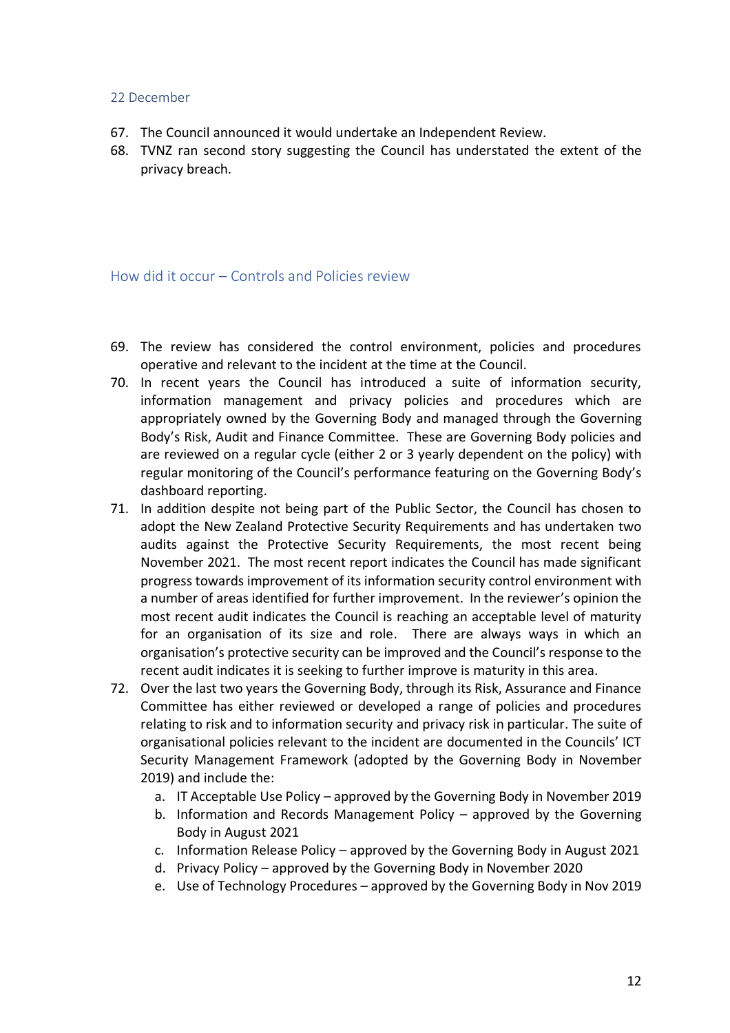### 22 December

67. The Council announced it would undertake an Independent Review.
68. TVNZ ran second story suggesting the Council has understated the extent of the privacy breach.

## How did it occur – Controls and Policies review

69. The review has considered the control environment, policies and procedures operative and relevant to the incident at the time at the Council.
70. In recent years the Council has introduced a suite of information security, information management and privacy policies and procedures which are appropriately owned by the Governing Body and managed through the Governing Body's Risk, Audit and Finance Committee. These are Governing Body policies and are reviewed on a regular cycle (either 2 or 3 yearly dependent on the policy) with regular monitoring of the Council's performance featuring on the Governing Body's dashboard reporting.
71. In addition despite not being part of the Public Sector, the Council has chosen to adopt the New Zealand Protective Security Requirements and has undertaken two audits against the Protective Security Requirements, the most recent being November 2021. The most recent report indicates the Council has made significant progress towards improvement of its information security control environment with a number of areas identified for further improvement. In the reviewer's opinion the most recent audit indicates the Council is reaching an acceptable level of maturity for an organisation of its size and role. There are always ways in which an organisation's protective security can be improved and the Council's response to the recent audit indicates it is seeking to further improve is maturity in this area.
72. Over the last two years the Governing Body, through its Risk, Assurance and Finance Committee has either reviewed or developed a range of policies and procedures relating to risk and to information security and privacy risk in particular. The suite of organisational policies relevant to the incident are documented in the Councils' ICT Security Management Framework (adopted by the Governing Body in November 2019) and include the:
    a. IT Acceptable Use Policy – approved by the Governing Body in November 2019
    b. Information and Records Management Policy – approved by the Governing Body in August 2021
    c. Information Release Policy – approved by the Governing Body in August 2021
    d. Privacy Policy – approved by the Governing Body in November 2020
    e. Use of Technology Procedures – approved by the Governing Body in Nov 2019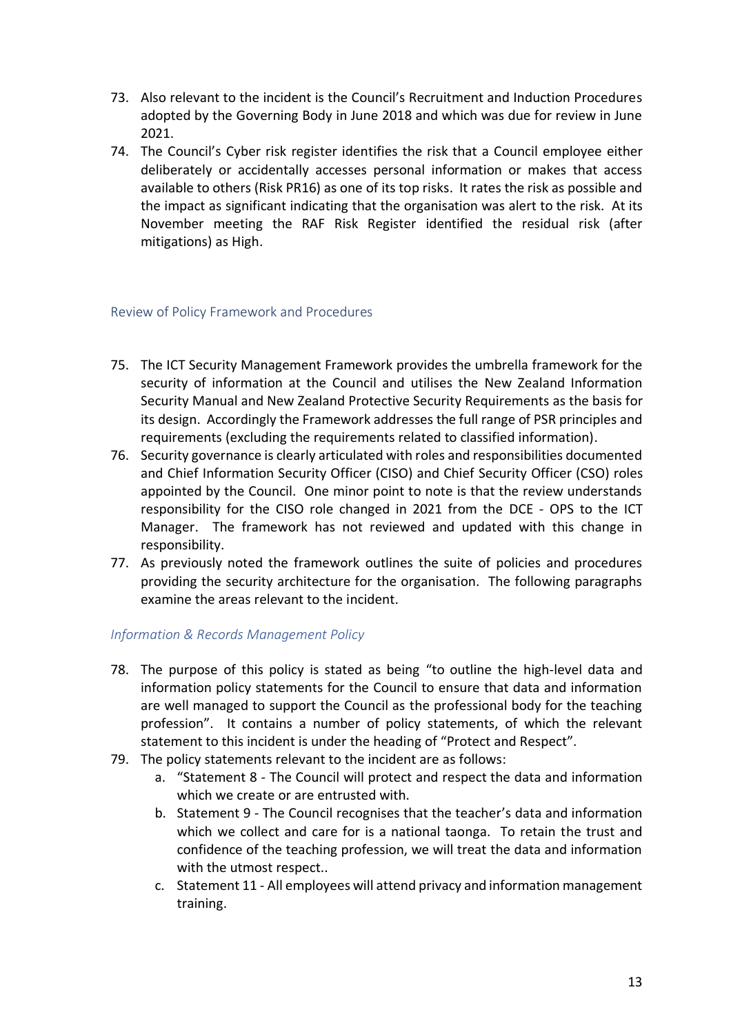73. Also relevant to the incident is the Council's Recruitment and Induction Procedures adopted by the Governing Body in June 2018 and which was due for review in June 2021.
74. The Council's Cyber risk register identifies the risk that a Council employee either deliberately or accidentally accesses personal information or makes that access available to others (Risk PR16) as one of its top risks. It rates the risk as possible and the impact as significant indicating that the organisation was alert to the risk. At its November meeting the RAF Risk Register identified the residual risk (after mitigations) as High.

## Review of Policy Framework and Procedures

75. The ICT Security Management Framework provides the umbrella framework for the security of information at the Council and utilises the New Zealand Information Security Manual and New Zealand Protective Security Requirements as the basis for its design. Accordingly the Framework addresses the full range of PSR principles and requirements (excluding the requirements related to classified information).
76. Security governance is clearly articulated with roles and responsibilities documented and Chief Information Security Officer (CISO) and Chief Security Officer (CSO) roles appointed by the Council. One minor point to note is that the review understands responsibility for the CISO role changed in 2021 from the DCE - OPS to the ICT Manager. The framework has not reviewed and updated with this change in responsibility.
77. As previously noted the framework outlines the suite of policies and procedures providing the security architecture for the organisation. The following paragraphs examine the areas relevant to the incident.

### *Information & Records Management Policy*

78. The purpose of this policy is stated as being "to outline the high-level data and information policy statements for the Council to ensure that data and information are well managed to support the Council as the professional body for the teaching profession". It contains a number of policy statements, of which the relevant statement to this incident is under the heading of "Protect and Respect".
79. The policy statements relevant to the incident are as follows:
    a. "Statement 8 - The Council will protect and respect the data and information which we create or are entrusted with.
    b. Statement 9 - The Council recognises that the teacher's data and information which we collect and care for is a national taonga. To retain the trust and confidence of the teaching profession, we will treat the data and information with the utmost respect..
    c. Statement 11 - All employees will attend privacy and information management training.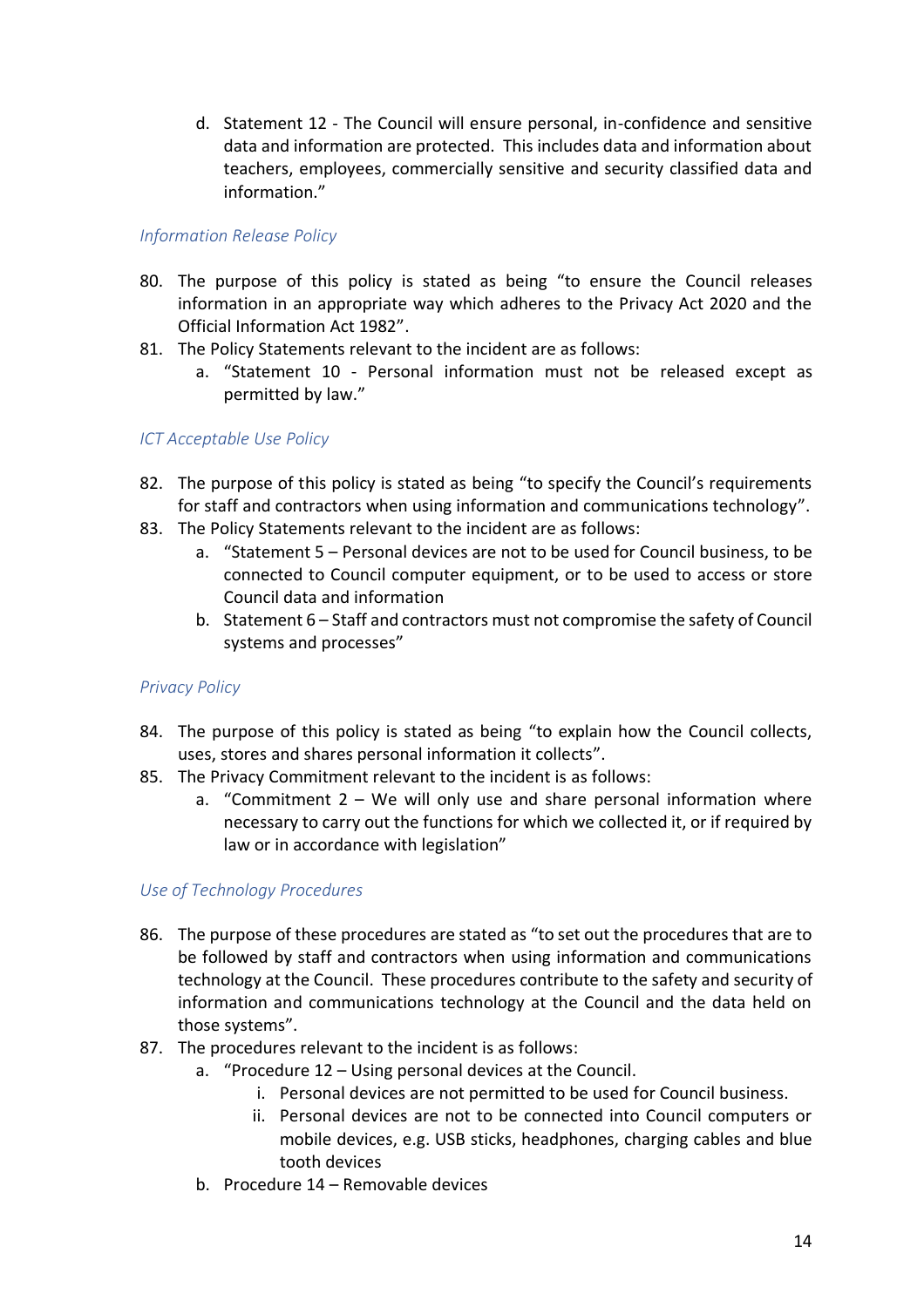d. Statement 12 - The Council will ensure personal, in-confidence and sensitive data and information are protected. This includes data and information about teachers, employees, commercially sensitive and security classified data and information."

*Information Release Policy*

80. The purpose of this policy is stated as being "to ensure the Council releases information in an appropriate way which adheres to the Privacy Act 2020 and the Official Information Act 1982".
81. The Policy Statements relevant to the incident are as follows:
    a. "Statement 10 - Personal information must not be released except as permitted by law."

*ICT Acceptable Use Policy*

82. The purpose of this policy is stated as being "to specify the Council's requirements for staff and contractors when using information and communications technology".
83. The Policy Statements relevant to the incident are as follows:
    a. "Statement 5 – Personal devices are not to be used for Council business, to be connected to Council computer equipment, or to be used to access or store Council data and information
    b. Statement 6 – Staff and contractors must not compromise the safety of Council systems and processes"

*Privacy Policy*

84. The purpose of this policy is stated as being "to explain how the Council collects, uses, stores and shares personal information it collects".
85. The Privacy Commitment relevant to the incident is as follows:
    a. "Commitment 2 – We will only use and share personal information where necessary to carry out the functions for which we collected it, or if required by law or in accordance with legislation"

*Use of Technology Procedures*

86. The purpose of these procedures are stated as "to set out the procedures that are to be followed by staff and contractors when using information and communications technology at the Council. These procedures contribute to the safety and security of information and communications technology at the Council and the data held on those systems".
87. The procedures relevant to the incident is as follows:
    a. "Procedure 12 – Using personal devices at the Council.
        i. Personal devices are not permitted to be used for Council business.
        ii. Personal devices are not to be connected into Council computers or mobile devices, e.g. USB sticks, headphones, charging cables and blue tooth devices
    b. Procedure 14 – Removable devices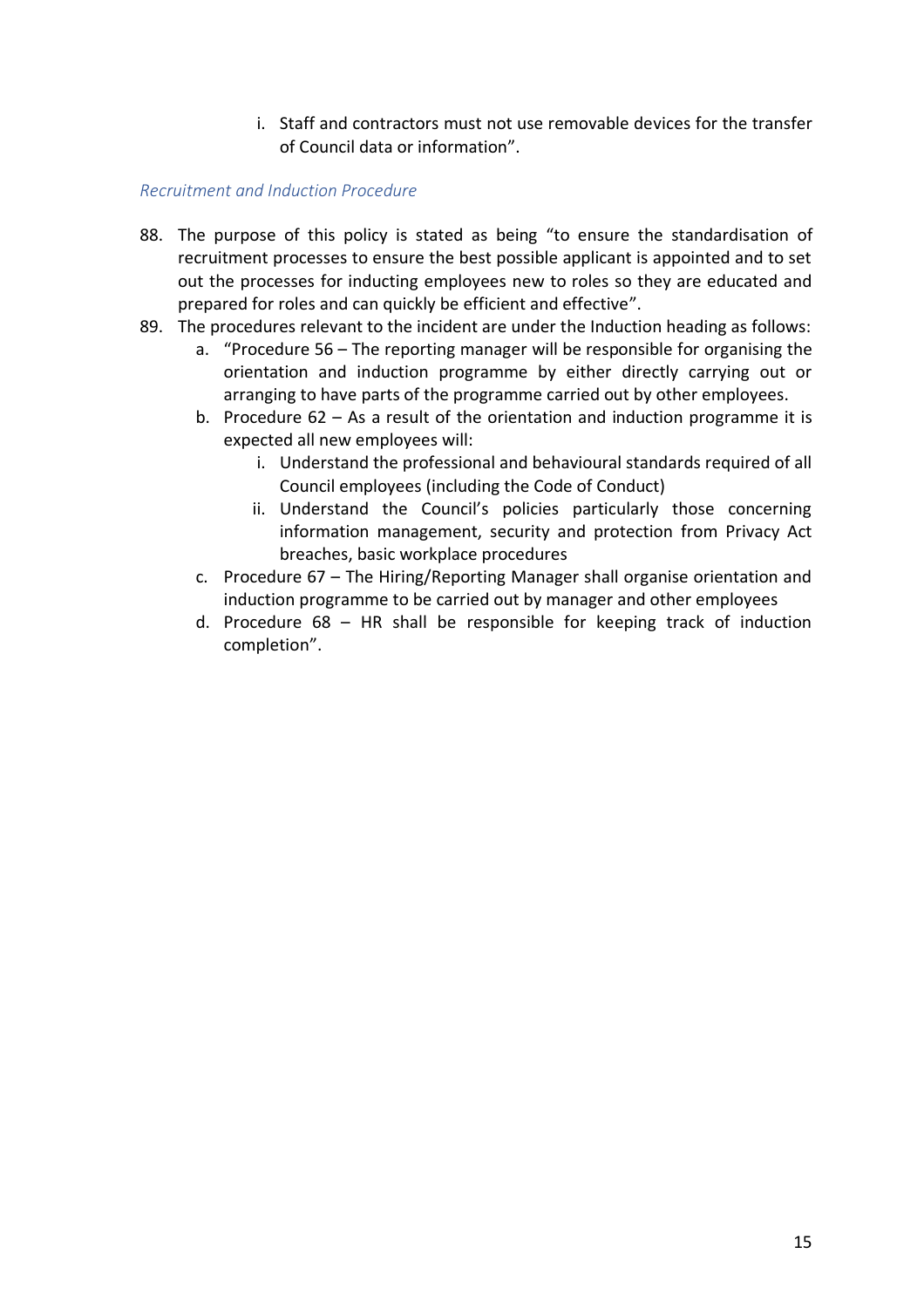i. Staff and contractors must not use removable devices for the transfer of Council data or information".

*Recruitment and Induction Procedure*

88. The purpose of this policy is stated as being "to ensure the standardisation of recruitment processes to ensure the best possible applicant is appointed and to set out the processes for inducting employees new to roles so they are educated and prepared for roles and can quickly be efficient and effective".
89. The procedures relevant to the incident are under the Induction heading as follows:
    a. "Procedure 56 – The reporting manager will be responsible for organising the orientation and induction programme by either directly carrying out or arranging to have parts of the programme carried out by other employees.
    b. Procedure 62 – As a result of the orientation and induction programme it is expected all new employees will:
        i. Understand the professional and behavioural standards required of all Council employees (including the Code of Conduct)
        ii. Understand the Council's policies particularly those concerning information management, security and protection from Privacy Act breaches, basic workplace procedures
    c. Procedure 67 – The Hiring/Reporting Manager shall organise orientation and induction programme to be carried out by manager and other employees
    d. Procedure 68 – HR shall be responsible for keeping track of induction completion".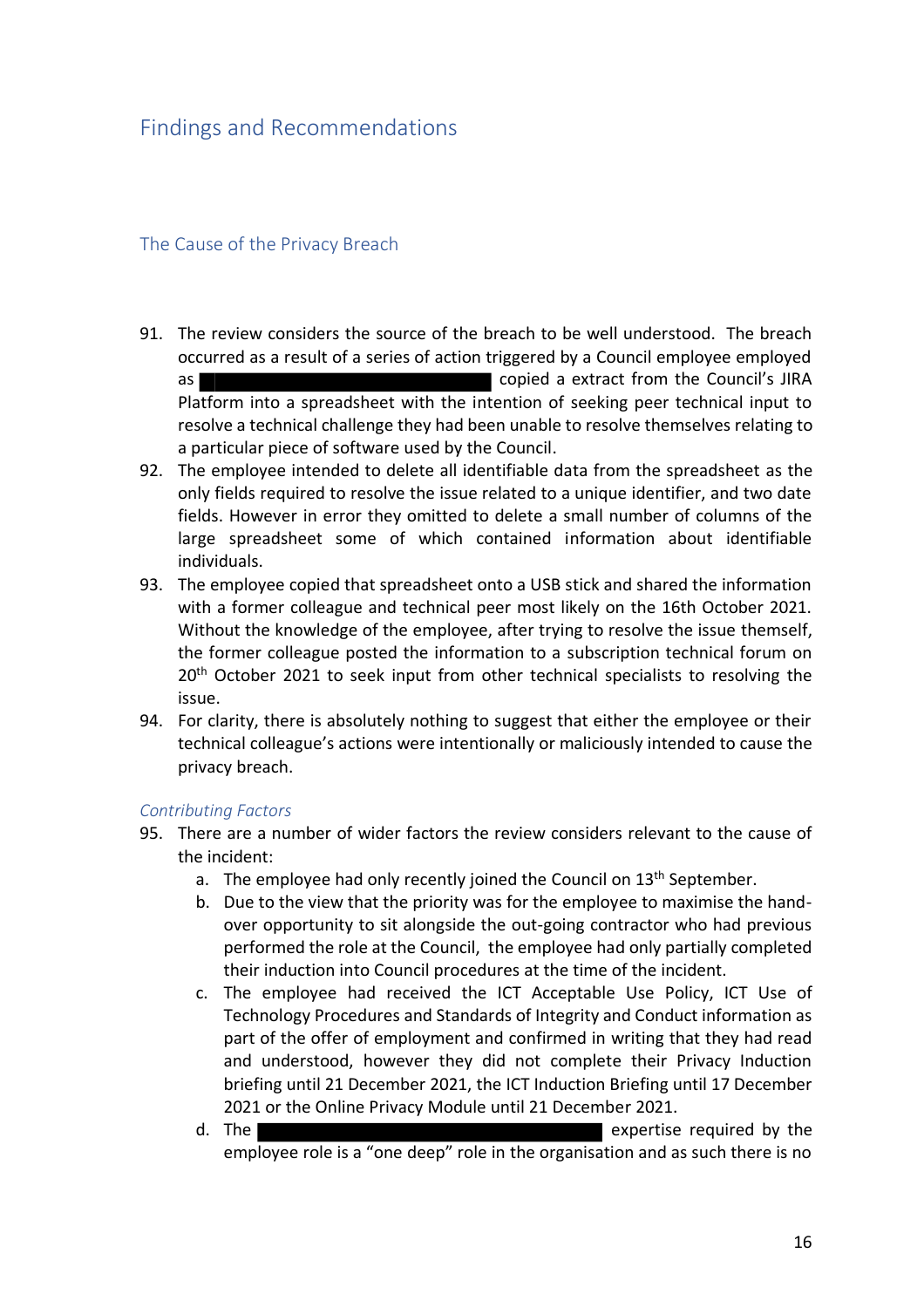# Findings and Recommendations

## The Cause of the Privacy Breach

91. The review considers the source of the breach to be well understood. The breach occurred as a result of a series of action triggered by a Council employee employed as ██████████████████ copied a extract from the Council's JIRA Platform into a spreadsheet with the intention of seeking peer technical input to resolve a technical challenge they had been unable to resolve themselves relating to a particular piece of software used by the Council.
92. The employee intended to delete all identifiable data from the spreadsheet as the only fields required to resolve the issue related to a unique identifier, and two date fields. However in error they omitted to delete a small number of columns of the large spreadsheet some of which contained information about identifiable individuals.
93. The employee copied that spreadsheet onto a USB stick and shared the information with a former colleague and technical peer most likely on the 16th October 2021. Without the knowledge of the employee, after trying to resolve the issue themself, the former colleague posted the information to a subscription technical forum on 20th October 2021 to seek input from other technical specialists to resolving the issue.
94. For clarity, there is absolutely nothing to suggest that either the employee or their technical colleague's actions were intentionally or maliciously intended to cause the privacy breach.

### *Contributing Factors*

95. There are a number of wider factors the review considers relevant to the cause of the incident:
    a. The employee had only recently joined the Council on 13th September.
    b. Due to the view that the priority was for the employee to maximise the hand-over opportunity to sit alongside the out-going contractor who had previous performed the role at the Council, the employee had only partially completed their induction into Council procedures at the time of the incident.
    c. The employee had received the ICT Acceptable Use Policy, ICT Use of Technology Procedures and Standards of Integrity and Conduct information as part of the offer of employment and confirmed in writing that they had read and understood, however they did not complete their Privacy Induction briefing until 21 December 2021, the ICT Induction Briefing until 17 December 2021 or the Online Privacy Module until 21 December 2021.
    d. The ██████████████████████ expertise required by the employee role is a "one deep" role in the organisation and as such there is no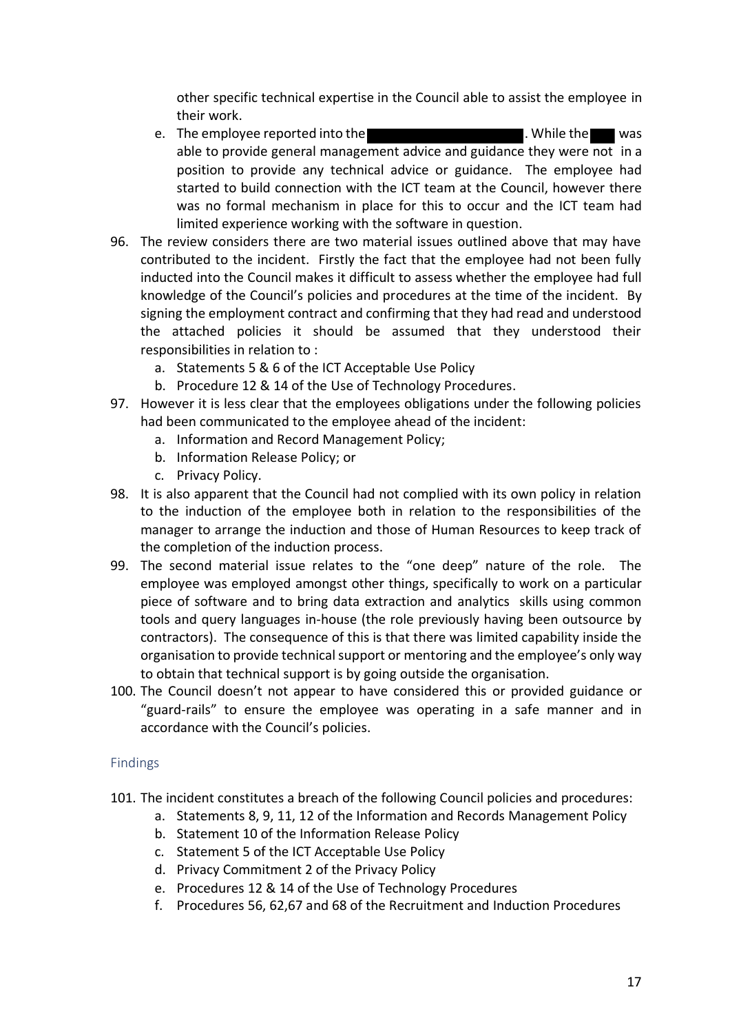other specific technical expertise in the Council able to assist the employee in their work.

e. The employee reported into the ████████████████████. While the ███ was able to provide general management advice and guidance they were not in a position to provide any technical advice or guidance. The employee had started to build connection with the ICT team at the Council, however there was no formal mechanism in place for this to occur and the ICT team had limited experience working with the software in question.

96. The review considers there are two material issues outlined above that may have contributed to the incident. Firstly the fact that the employee had not been fully inducted into the Council makes it difficult to assess whether the employee had full knowledge of the Council's policies and procedures at the time of the incident. By signing the employment contract and confirming that they had read and understood the attached policies it should be assumed that they understood their responsibilities in relation to :
    a. Statements 5 & 6 of the ICT Acceptable Use Policy
    b. Procedure 12 & 14 of the Use of Technology Procedures.
97. However it is less clear that the employees obligations under the following policies had been communicated to the employee ahead of the incident:
    a. Information and Record Management Policy;
    b. Information Release Policy; or
    c. Privacy Policy.
98. It is also apparent that the Council had not complied with its own policy in relation to the induction of the employee both in relation to the responsibilities of the manager to arrange the induction and those of Human Resources to keep track of the completion of the induction process.
99. The second material issue relates to the "one deep" nature of the role. The employee was employed amongst other things, specifically to work on a particular piece of software and to bring data extraction and analytics skills using common tools and query languages in-house (the role previously having been outsource by contractors). The consequence of this is that there was limited capability inside the organisation to provide technical support or mentoring and the employee's only way to obtain that technical support is by going outside the organisation.
100. The Council doesn't not appear to have considered this or provided guidance or "guard-rails" to ensure the employee was operating in a safe manner and in accordance with the Council's policies.

## Findings

101. The incident constitutes a breach of the following Council policies and procedures:
    a. Statements 8, 9, 11, 12 of the Information and Records Management Policy
    b. Statement 10 of the Information Release Policy
    c. Statement 5 of the ICT Acceptable Use Policy
    d. Privacy Commitment 2 of the Privacy Policy
    e. Procedures 12 & 14 of the Use of Technology Procedures
    f. Procedures 56, 62,67 and 68 of the Recruitment and Induction Procedures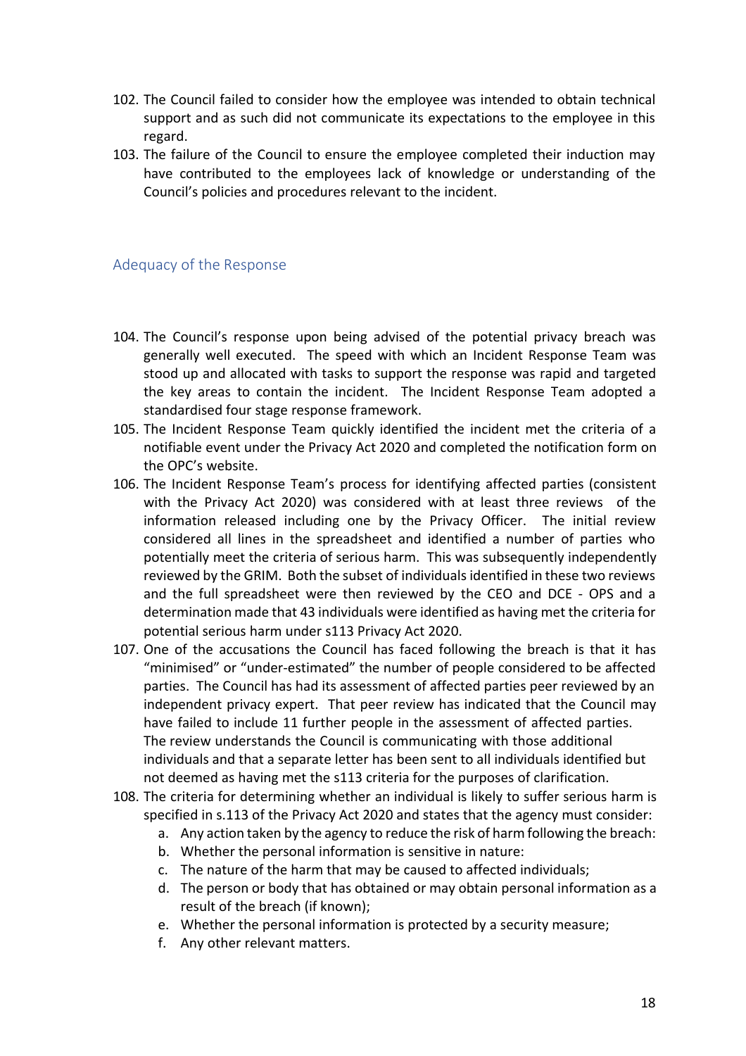102. The Council failed to consider how the employee was intended to obtain technical support and as such did not communicate its expectations to the employee in this regard.
103. The failure of the Council to ensure the employee completed their induction may have contributed to the employees lack of knowledge or understanding of the Council's policies and procedures relevant to the incident.

## Adequacy of the Response

104. The Council's response upon being advised of the potential privacy breach was generally well executed. The speed with which an Incident Response Team was stood up and allocated with tasks to support the response was rapid and targeted the key areas to contain the incident. The Incident Response Team adopted a standardised four stage response framework.
105. The Incident Response Team quickly identified the incident met the criteria of a notifiable event under the Privacy Act 2020 and completed the notification form on the OPC's website.
106. The Incident Response Team's process for identifying affected parties (consistent with the Privacy Act 2020) was considered with at least three reviews of the information released including one by the Privacy Officer. The initial review considered all lines in the spreadsheet and identified a number of parties who potentially meet the criteria of serious harm. This was subsequently independently reviewed by the GRIM. Both the subset of individuals identified in these two reviews and the full spreadsheet were then reviewed by the CEO and DCE - OPS and a determination made that 43 individuals were identified as having met the criteria for potential serious harm under s113 Privacy Act 2020.
107. One of the accusations the Council has faced following the breach is that it has "minimised" or "under-estimated" the number of people considered to be affected parties. The Council has had its assessment of affected parties peer reviewed by an independent privacy expert. That peer review has indicated that the Council may have failed to include 11 further people in the assessment of affected parties. The review understands the Council is communicating with those additional individuals and that a separate letter has been sent to all individuals identified but not deemed as having met the s113 criteria for the purposes of clarification.
108. The criteria for determining whether an individual is likely to suffer serious harm is specified in s.113 of the Privacy Act 2020 and states that the agency must consider:
    a. Any action taken by the agency to reduce the risk of harm following the breach:
    b. Whether the personal information is sensitive in nature:
    c. The nature of the harm that may be caused to affected individuals;
    d. The person or body that has obtained or may obtain personal information as a result of the breach (if known);
    e. Whether the personal information is protected by a security measure;
    f. Any other relevant matters.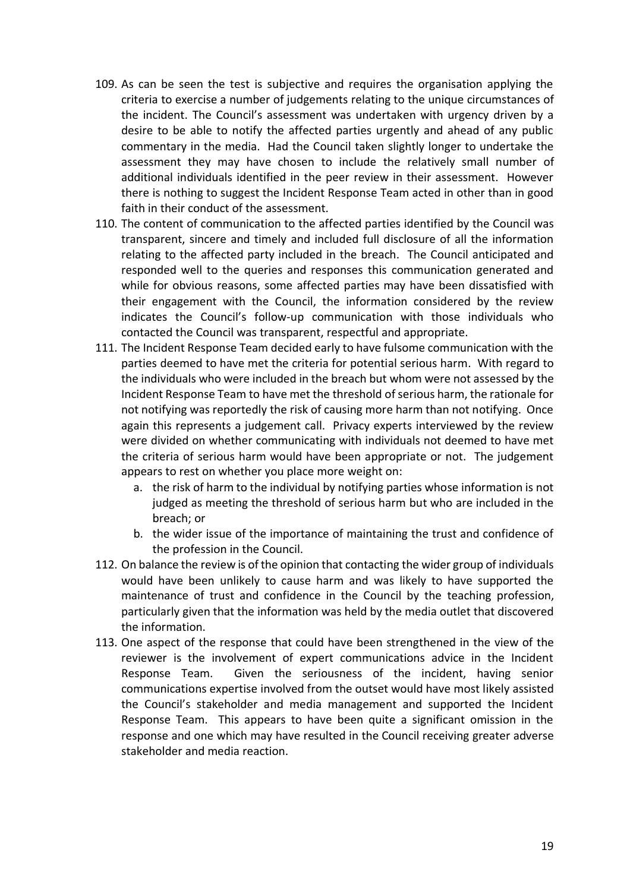109. As can be seen the test is subjective and requires the organisation applying the criteria to exercise a number of judgements relating to the unique circumstances of the incident. The Council's assessment was undertaken with urgency driven by a desire to be able to notify the affected parties urgently and ahead of any public commentary in the media. Had the Council taken slightly longer to undertake the assessment they may have chosen to include the relatively small number of additional individuals identified in the peer review in their assessment. However there is nothing to suggest the Incident Response Team acted in other than in good faith in their conduct of the assessment.
110. The content of communication to the affected parties identified by the Council was transparent, sincere and timely and included full disclosure of all the information relating to the affected party included in the breach. The Council anticipated and responded well to the queries and responses this communication generated and while for obvious reasons, some affected parties may have been dissatisfied with their engagement with the Council, the information considered by the review indicates the Council's follow-up communication with those individuals who contacted the Council was transparent, respectful and appropriate.
111. The Incident Response Team decided early to have fulsome communication with the parties deemed to have met the criteria for potential serious harm. With regard to the individuals who were included in the breach but whom were not assessed by the Incident Response Team to have met the threshold of serious harm, the rationale for not notifying was reportedly the risk of causing more harm than not notifying. Once again this represents a judgement call. Privacy experts interviewed by the review were divided on whether communicating with individuals not deemed to have met the criteria of serious harm would have been appropriate or not. The judgement appears to rest on whether you place more weight on:
    a. the risk of harm to the individual by notifying parties whose information is not judged as meeting the threshold of serious harm but who are included in the breach; or
    b. the wider issue of the importance of maintaining the trust and confidence of the profession in the Council.
112. On balance the review is of the opinion that contacting the wider group of individuals would have been unlikely to cause harm and was likely to have supported the maintenance of trust and confidence in the Council by the teaching profession, particularly given that the information was held by the media outlet that discovered the information.
113. One aspect of the response that could have been strengthened in the view of the reviewer is the involvement of expert communications advice in the Incident Response Team. Given the seriousness of the incident, having senior communications expertise involved from the outset would have most likely assisted the Council's stakeholder and media management and supported the Incident Response Team. This appears to have been quite a significant omission in the response and one which may have resulted in the Council receiving greater adverse stakeholder and media reaction.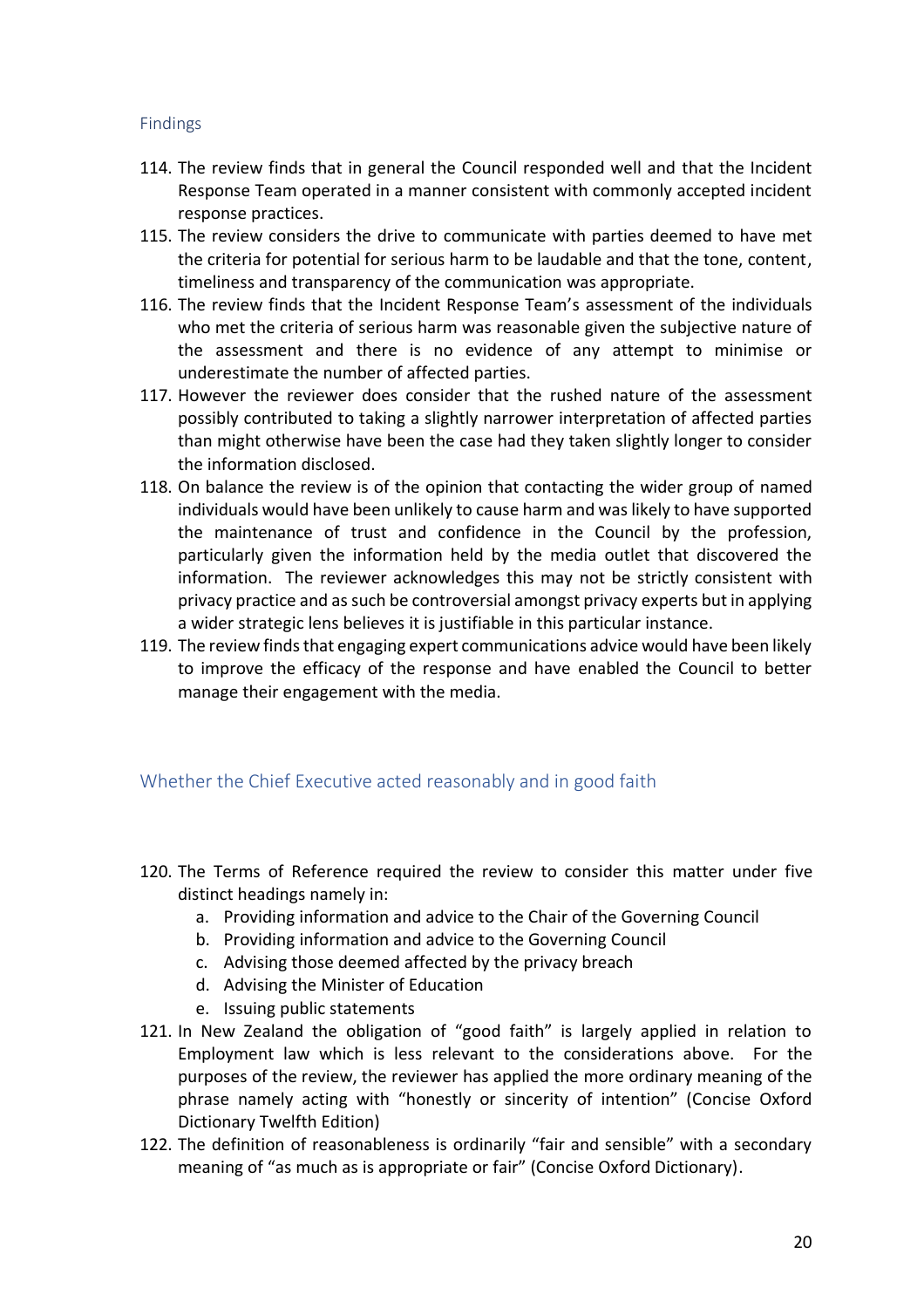## Findings

114. The review finds that in general the Council responded well and that the Incident Response Team operated in a manner consistent with commonly accepted incident response practices.
115. The review considers the drive to communicate with parties deemed to have met the criteria for potential for serious harm to be laudable and that the tone, content, timeliness and transparency of the communication was appropriate.
116. The review finds that the Incident Response Team's assessment of the individuals who met the criteria of serious harm was reasonable given the subjective nature of the assessment and there is no evidence of any attempt to minimise or underestimate the number of affected parties.
117. However the reviewer does consider that the rushed nature of the assessment possibly contributed to taking a slightly narrower interpretation of affected parties than might otherwise have been the case had they taken slightly longer to consider the information disclosed.
118. On balance the review is of the opinion that contacting the wider group of named individuals would have been unlikely to cause harm and was likely to have supported the maintenance of trust and confidence in the Council by the profession, particularly given the information held by the media outlet that discovered the information. The reviewer acknowledges this may not be strictly consistent with privacy practice and as such be controversial amongst privacy experts but in applying a wider strategic lens believes it is justifiable in this particular instance.
119. The review finds that engaging expert communications advice would have been likely to improve the efficacy of the response and have enabled the Council to better manage their engagement with the media.

## Whether the Chief Executive acted reasonably and in good faith

120. The Terms of Reference required the review to consider this matter under five distinct headings namely in:
    a. Providing information and advice to the Chair of the Governing Council
    b. Providing information and advice to the Governing Council
    c. Advising those deemed affected by the privacy breach
    d. Advising the Minister of Education
    e. Issuing public statements
121. In New Zealand the obligation of "good faith" is largely applied in relation to Employment law which is less relevant to the considerations above. For the purposes of the review, the reviewer has applied the more ordinary meaning of the phrase namely acting with "honestly or sincerity of intention" (Concise Oxford Dictionary Twelfth Edition)
122. The definition of reasonableness is ordinarily "fair and sensible" with a secondary meaning of "as much as is appropriate or fair" (Concise Oxford Dictionary).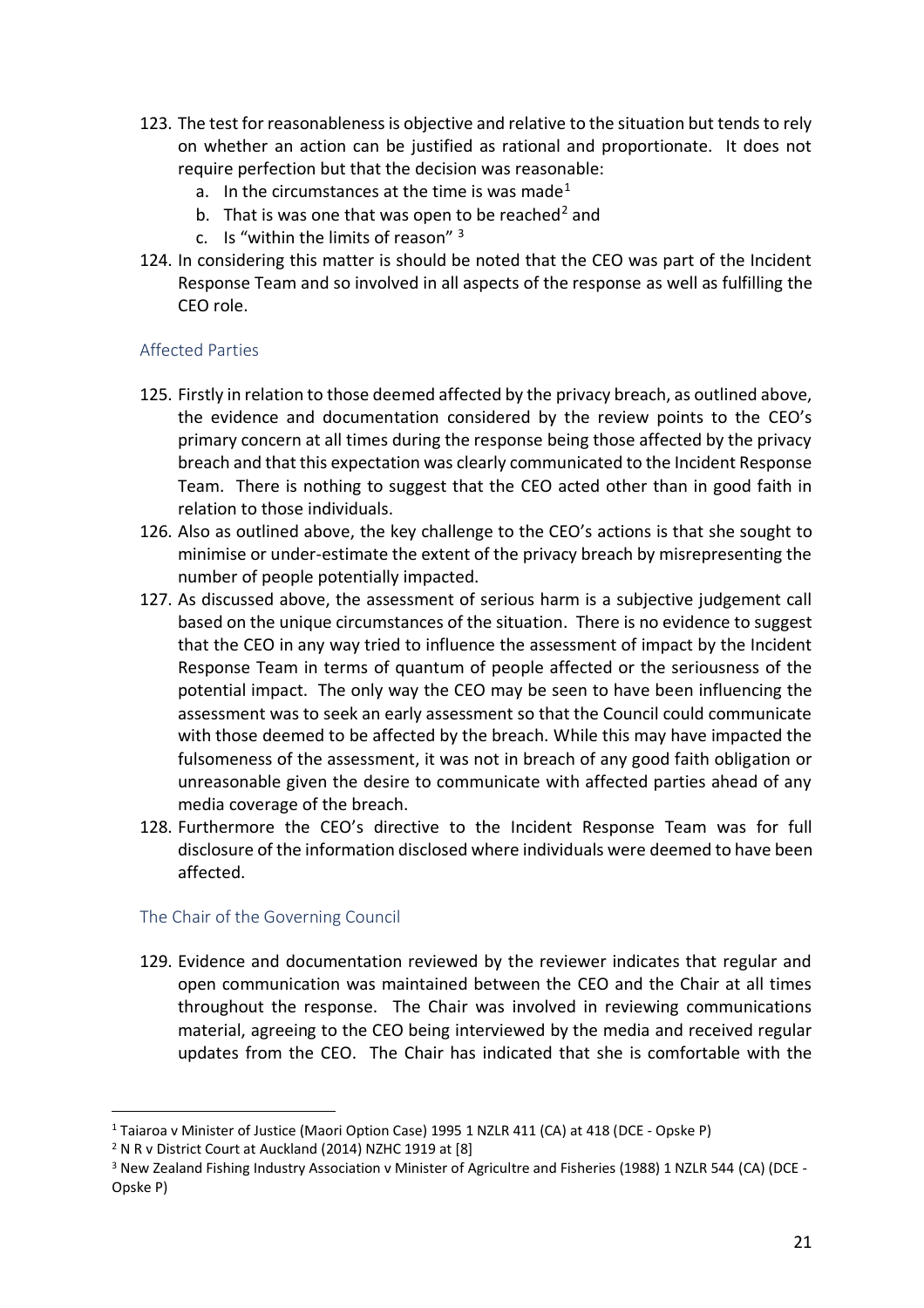123. The test for reasonableness is objective and relative to the situation but tends to rely on whether an action can be justified as rational and proportionate. It does not require perfection but that the decision was reasonable:
    a. In the circumstances at the time is was made[1]
    b. That is was one that was open to be reached[2] and
    c. Is "within the limits of reason" [3]
124. In considering this matter is should be noted that the CEO was part of the Incident Response Team and so involved in all aspects of the response as well as fulfilling the CEO role.

### Affected Parties

125. Firstly in relation to those deemed affected by the privacy breach, as outlined above, the evidence and documentation considered by the review points to the CEO's primary concern at all times during the response being those affected by the privacy breach and that this expectation was clearly communicated to the Incident Response Team. There is nothing to suggest that the CEO acted other than in good faith in relation to those individuals.
126. Also as outlined above, the key challenge to the CEO's actions is that she sought to minimise or under-estimate the extent of the privacy breach by misrepresenting the number of people potentially impacted.
127. As discussed above, the assessment of serious harm is a subjective judgement call based on the unique circumstances of the situation. There is no evidence to suggest that the CEO in any way tried to influence the assessment of impact by the Incident Response Team in terms of quantum of people affected or the seriousness of the potential impact. The only way the CEO may be seen to have been influencing the assessment was to seek an early assessment so that the Council could communicate with those deemed to be affected by the breach. While this may have impacted the fulsomeness of the assessment, it was not in breach of any good faith obligation or unreasonable given the desire to communicate with affected parties ahead of any media coverage of the breach.
128. Furthermore the CEO's directive to the Incident Response Team was for full disclosure of the information disclosed where individuals were deemed to have been affected.

### The Chair of the Governing Council

129. Evidence and documentation reviewed by the reviewer indicates that regular and open communication was maintained between the CEO and the Chair at all times throughout the response. The Chair was involved in reviewing communications material, agreeing to the CEO being interviewed by the media and received regular updates from the CEO. The Chair has indicated that she is comfortable with the

---

[1] Taiaroa v Minister of Justice (Maori Option Case) 1995 1 NZLR 411 (CA) at 418 (DCE - Opske P)

[2] N R v District Court at Auckland (2014) NZHC 1919 at [8]

[3] New Zealand Fishing Industry Association v Minister of Agricultre and Fisheries (1988) 1 NZLR 544 (CA) (DCE - Opske P)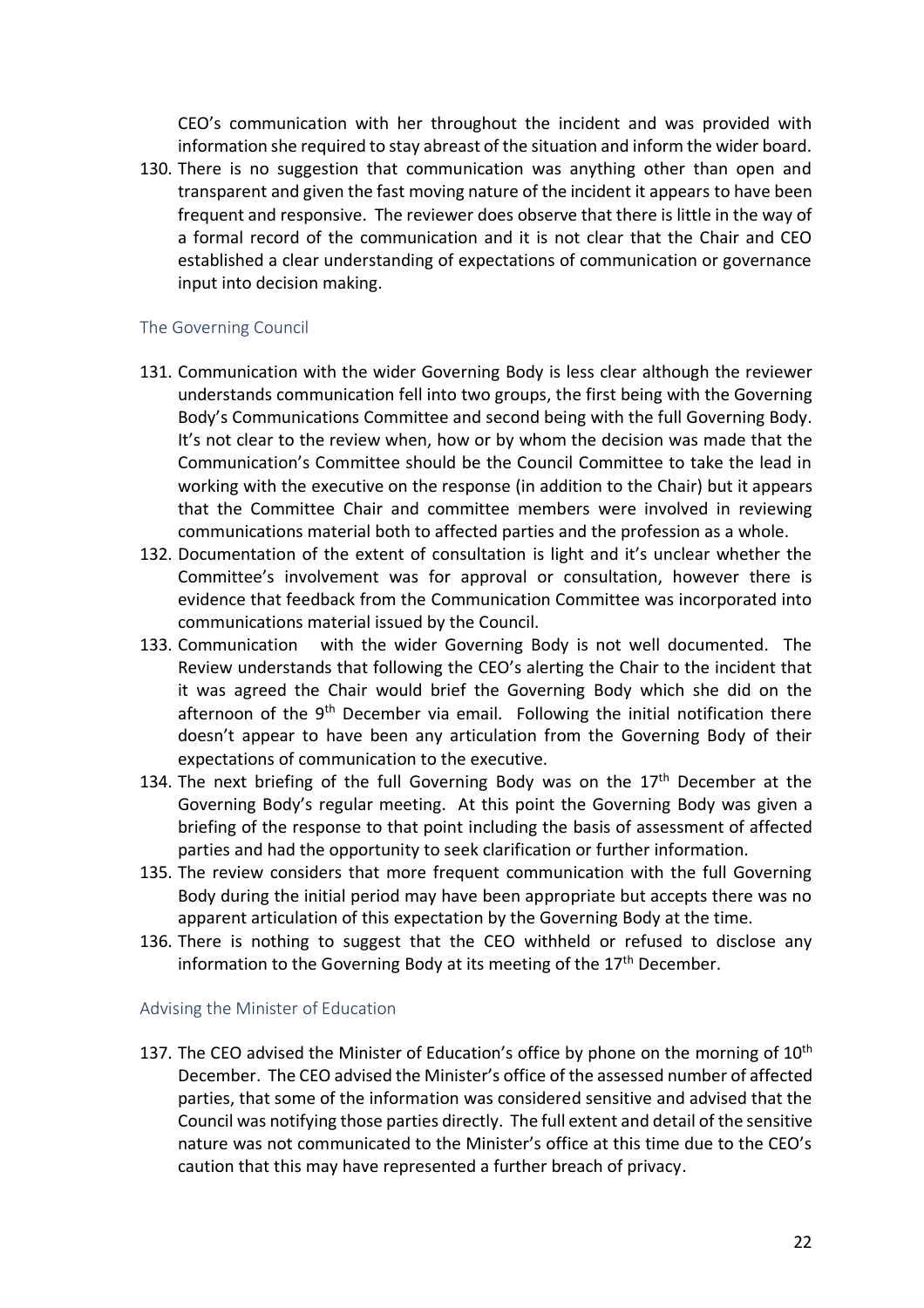CEO's communication with her throughout the incident and was provided with information she required to stay abreast of the situation and inform the wider board.

130. There is no suggestion that communication was anything other than open and transparent and given the fast moving nature of the incident it appears to have been frequent and responsive. The reviewer does observe that there is little in the way of a formal record of the communication and it is not clear that the Chair and CEO established a clear understanding of expectations of communication or governance input into decision making.

### The Governing Council

131. Communication with the wider Governing Body is less clear although the reviewer understands communication fell into two groups, the first being with the Governing Body's Communications Committee and second being with the full Governing Body. It's not clear to the review when, how or by whom the decision was made that the Communication's Committee should be the Council Committee to take the lead in working with the executive on the response (in addition to the Chair) but it appears that the Committee Chair and committee members were involved in reviewing communications material both to affected parties and the profession as a whole.
132. Documentation of the extent of consultation is light and it's unclear whether the Committee's involvement was for approval or consultation, however there is evidence that feedback from the Communication Committee was incorporated into communications material issued by the Council.
133. Communication with the wider Governing Body is not well documented. The Review understands that following the CEO's alerting the Chair to the incident that it was agreed the Chair would brief the Governing Body which she did on the afternoon of the 9th December via email. Following the initial notification there doesn't appear to have been any articulation from the Governing Body of their expectations of communication to the executive.
134. The next briefing of the full Governing Body was on the 17th December at the Governing Body's regular meeting. At this point the Governing Body was given a briefing of the response to that point including the basis of assessment of affected parties and had the opportunity to seek clarification or further information.
135. The review considers that more frequent communication with the full Governing Body during the initial period may have been appropriate but accepts there was no apparent articulation of this expectation by the Governing Body at the time.
136. There is nothing to suggest that the CEO withheld or refused to disclose any information to the Governing Body at its meeting of the 17th December.

### Advising the Minister of Education

137. The CEO advised the Minister of Education's office by phone on the morning of 10th December. The CEO advised the Minister's office of the assessed number of affected parties, that some of the information was considered sensitive and advised that the Council was notifying those parties directly. The full extent and detail of the sensitive nature was not communicated to the Minister's office at this time due to the CEO's caution that this may have represented a further breach of privacy.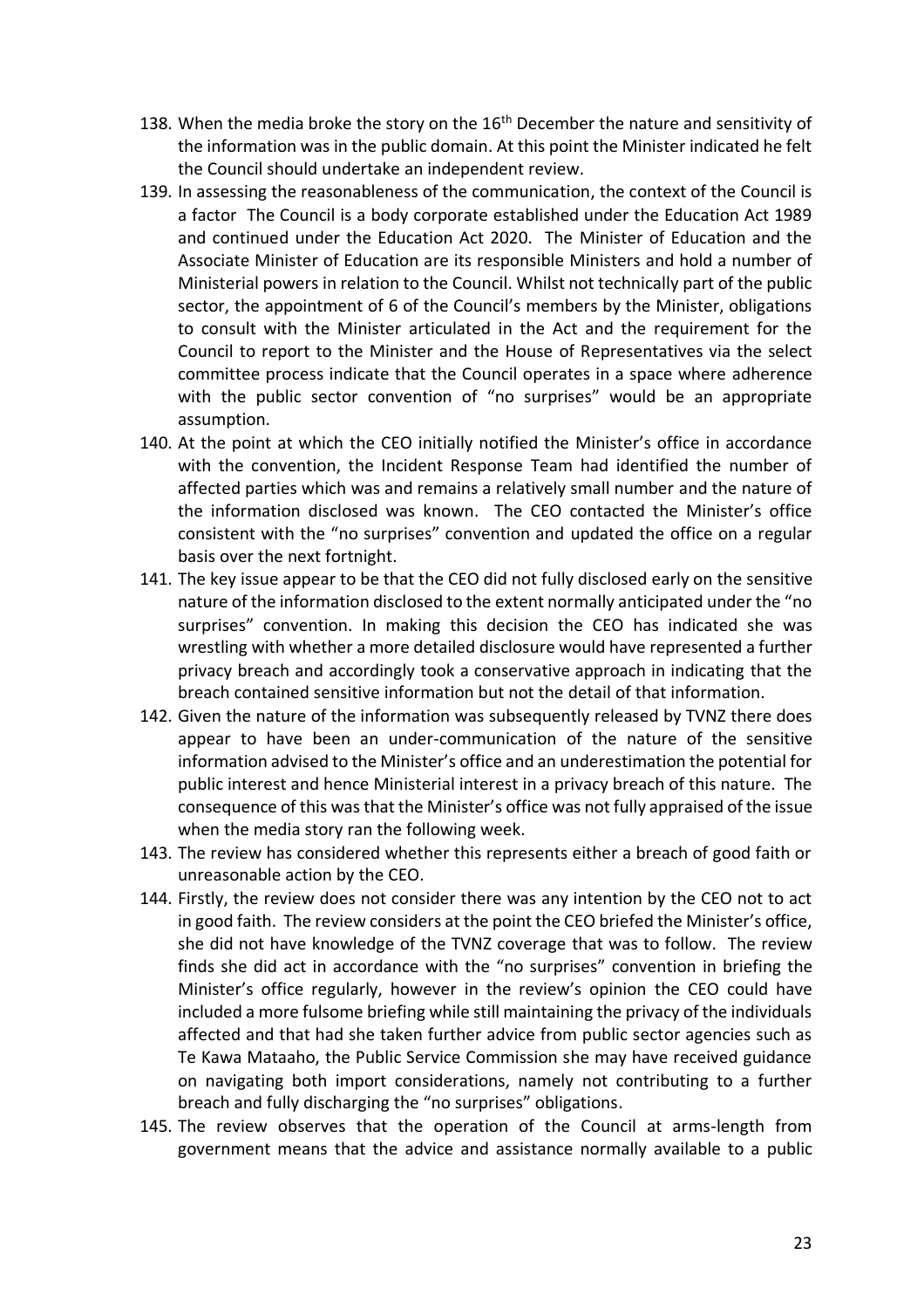138. When the media broke the story on the 16th December the nature and sensitivity of the information was in the public domain. At this point the Minister indicated he felt the Council should undertake an independent review.
139. In assessing the reasonableness of the communication, the context of the Council is a factor The Council is a body corporate established under the Education Act 1989 and continued under the Education Act 2020. The Minister of Education and the Associate Minister of Education are its responsible Ministers and hold a number of Ministerial powers in relation to the Council. Whilst not technically part of the public sector, the appointment of 6 of the Council's members by the Minister, obligations to consult with the Minister articulated in the Act and the requirement for the Council to report to the Minister and the House of Representatives via the select committee process indicate that the Council operates in a space where adherence with the public sector convention of "no surprises" would be an appropriate assumption.
140. At the point at which the CEO initially notified the Minister's office in accordance with the convention, the Incident Response Team had identified the number of affected parties which was and remains a relatively small number and the nature of the information disclosed was known. The CEO contacted the Minister's office consistent with the "no surprises" convention and updated the office on a regular basis over the next fortnight.
141. The key issue appear to be that the CEO did not fully disclosed early on the sensitive nature of the information disclosed to the extent normally anticipated under the "no surprises" convention. In making this decision the CEO has indicated she was wrestling with whether a more detailed disclosure would have represented a further privacy breach and accordingly took a conservative approach in indicating that the breach contained sensitive information but not the detail of that information.
142. Given the nature of the information was subsequently released by TVNZ there does appear to have been an under-communication of the nature of the sensitive information advised to the Minister's office and an underestimation the potential for public interest and hence Ministerial interest in a privacy breach of this nature. The consequence of this was that the Minister's office was not fully appraised of the issue when the media story ran the following week.
143. The review has considered whether this represents either a breach of good faith or unreasonable action by the CEO.
144. Firstly, the review does not consider there was any intention by the CEO not to act in good faith. The review considers at the point the CEO briefed the Minister's office, she did not have knowledge of the TVNZ coverage that was to follow. The review finds she did act in accordance with the "no surprises" convention in briefing the Minister's office regularly, however in the review's opinion the CEO could have included a more fulsome briefing while still maintaining the privacy of the individuals affected and that had she taken further advice from public sector agencies such as Te Kawa Mataaho, the Public Service Commission she may have received guidance on navigating both import considerations, namely not contributing to a further breach and fully discharging the "no surprises" obligations.
145. The review observes that the operation of the Council at arms-length from government means that the advice and assistance normally available to a public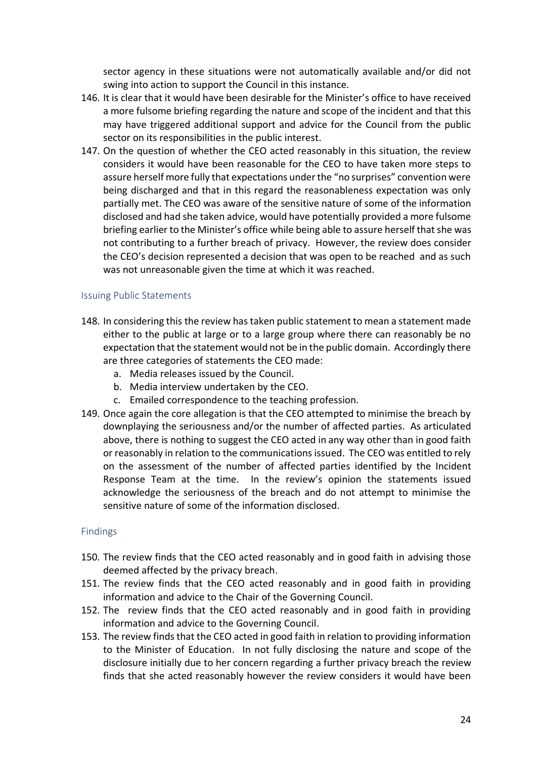sector agency in these situations were not automatically available and/or did not swing into action to support the Council in this instance.

146. It is clear that it would have been desirable for the Minister's office to have received a more fulsome briefing regarding the nature and scope of the incident and that this may have triggered additional support and advice for the Council from the public sector on its responsibilities in the public interest.
147. On the question of whether the CEO acted reasonably in this situation, the review considers it would have been reasonable for the CEO to have taken more steps to assure herself more fully that expectations under the "no surprises" convention were being discharged and that in this regard the reasonableness expectation was only partially met. The CEO was aware of the sensitive nature of some of the information disclosed and had she taken advice, would have potentially provided a more fulsome briefing earlier to the Minister's office while being able to assure herself that she was not contributing to a further breach of privacy. However, the review does consider the CEO's decision represented a decision that was open to be reached and as such was not unreasonable given the time at which it was reached.

### Issuing Public Statements

148. In considering this the review has taken public statement to mean a statement made either to the public at large or to a large group where there can reasonably be no expectation that the statement would not be in the public domain. Accordingly there are three categories of statements the CEO made:
    a. Media releases issued by the Council.
    b. Media interview undertaken by the CEO.
    c. Emailed correspondence to the teaching profession.
149. Once again the core allegation is that the CEO attempted to minimise the breach by downplaying the seriousness and/or the number of affected parties. As articulated above, there is nothing to suggest the CEO acted in any way other than in good faith or reasonably in relation to the communications issued. The CEO was entitled to rely on the assessment of the number of affected parties identified by the Incident Response Team at the time. In the review's opinion the statements issued acknowledge the seriousness of the breach and do not attempt to minimise the sensitive nature of some of the information disclosed.

### Findings

150. The review finds that the CEO acted reasonably and in good faith in advising those deemed affected by the privacy breach.
151. The review finds that the CEO acted reasonably and in good faith in providing information and advice to the Chair of the Governing Council.
152. The review finds that the CEO acted reasonably and in good faith in providing information and advice to the Governing Council.
153. The review finds that the CEO acted in good faith in relation to providing information to the Minister of Education. In not fully disclosing the nature and scope of the disclosure initially due to her concern regarding a further privacy breach the review finds that she acted reasonably however the review considers it would have been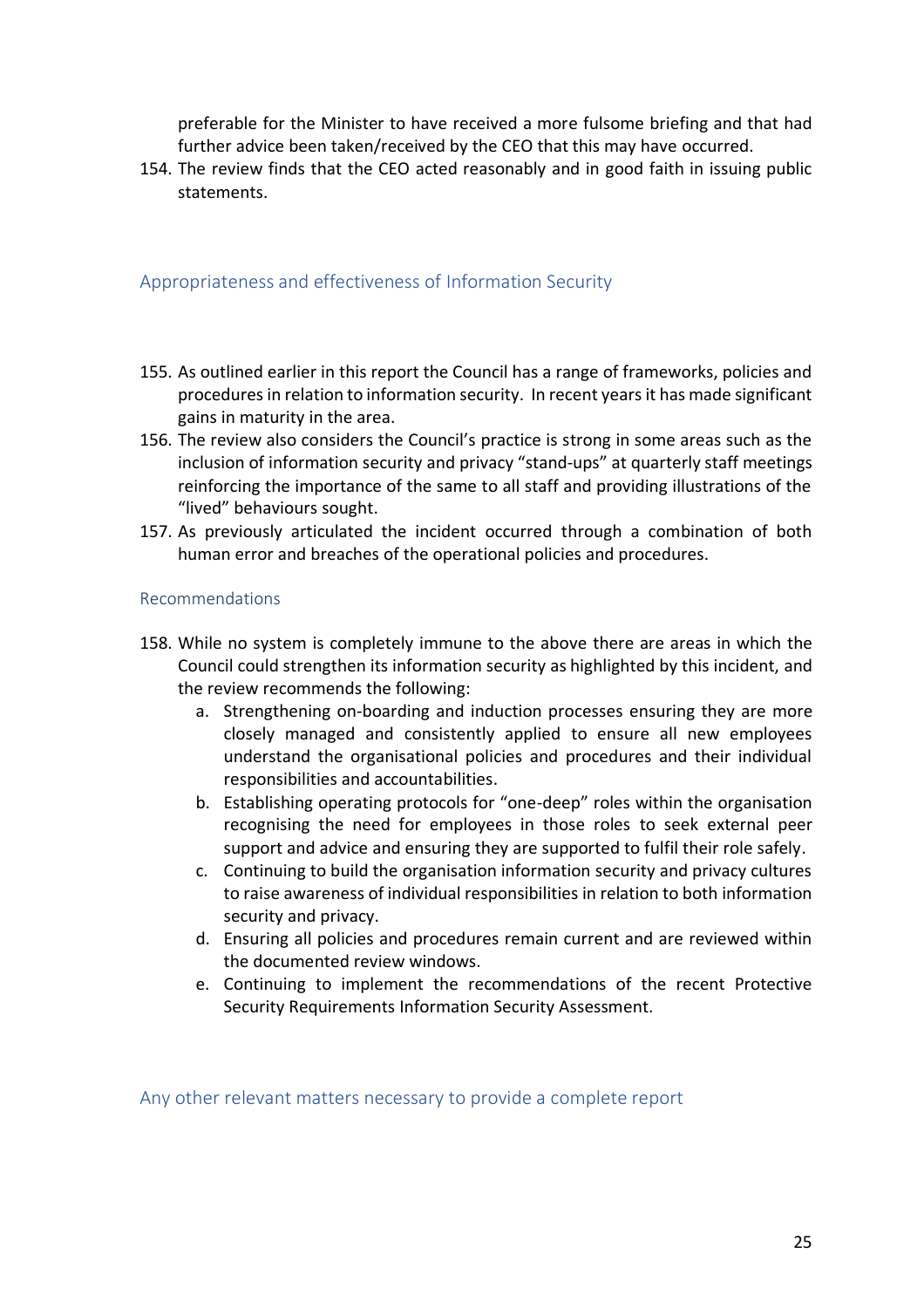preferable for the Minister to have received a more fulsome briefing and that had further advice been taken/received by the CEO that this may have occurred.

154. The review finds that the CEO acted reasonably and in good faith in issuing public statements.

## Appropriateness and effectiveness of Information Security

155. As outlined earlier in this report the Council has a range of frameworks, policies and procedures in relation to information security. In recent years it has made significant gains in maturity in the area.
156. The review also considers the Council's practice is strong in some areas such as the inclusion of information security and privacy "stand-ups" at quarterly staff meetings reinforcing the importance of the same to all staff and providing illustrations of the "lived" behaviours sought.
157. As previously articulated the incident occurred through a combination of both human error and breaches of the operational policies and procedures.

### Recommendations

158. While no system is completely immune to the above there are areas in which the Council could strengthen its information security as highlighted by this incident, and the review recommends the following:
    a. Strengthening on-boarding and induction processes ensuring they are more closely managed and consistently applied to ensure all new employees understand the organisational policies and procedures and their individual responsibilities and accountabilities.
    b. Establishing operating protocols for "one-deep" roles within the organisation recognising the need for employees in those roles to seek external peer support and advice and ensuring they are supported to fulfil their role safely.
    c. Continuing to build the organisation information security and privacy cultures to raise awareness of individual responsibilities in relation to both information security and privacy.
    d. Ensuring all policies and procedures remain current and are reviewed within the documented review windows.
    e. Continuing to implement the recommendations of the recent Protective Security Requirements Information Security Assessment.

## Any other relevant matters necessary to provide a complete report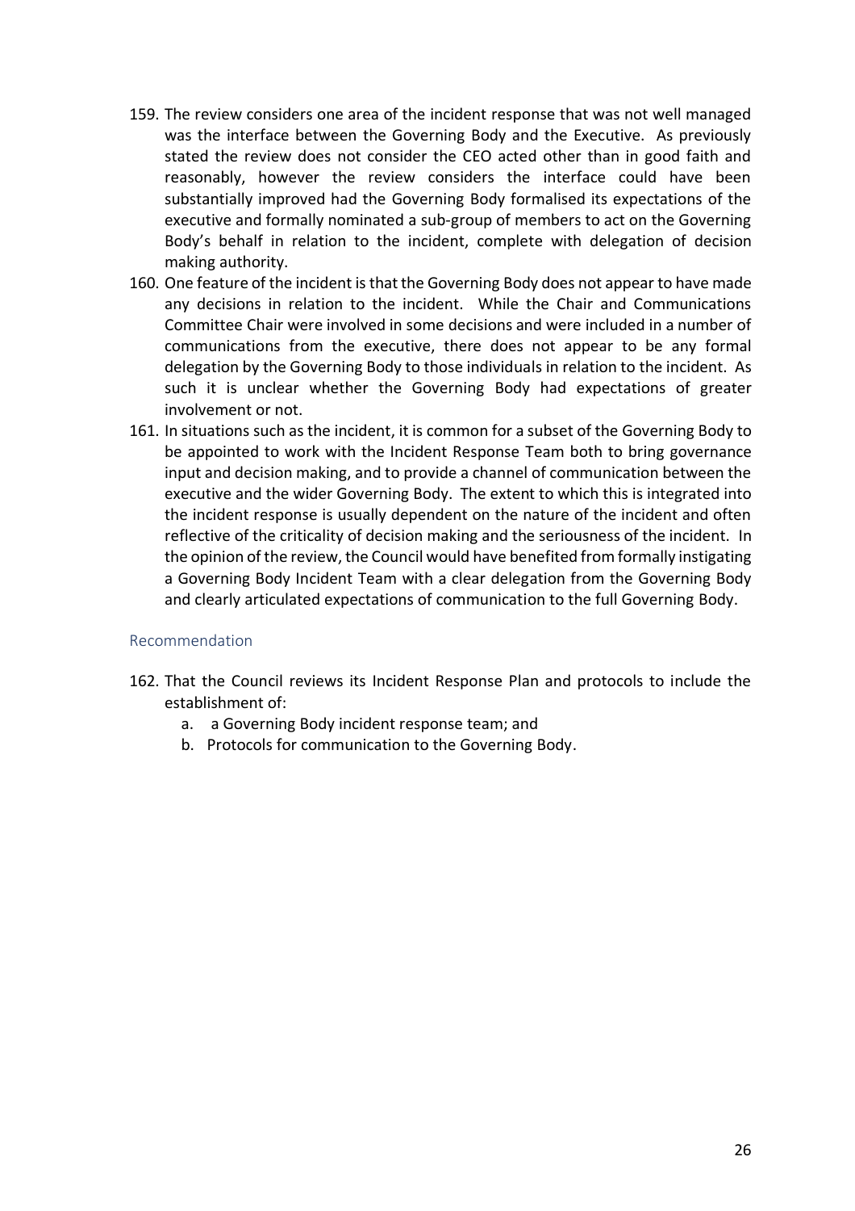159. The review considers one area of the incident response that was not well managed was the interface between the Governing Body and the Executive. As previously stated the review does not consider the CEO acted other than in good faith and reasonably, however the review considers the interface could have been substantially improved had the Governing Body formalised its expectations of the executive and formally nominated a sub-group of members to act on the Governing Body's behalf in relation to the incident, complete with delegation of decision making authority.
160. One feature of the incident is that the Governing Body does not appear to have made any decisions in relation to the incident. While the Chair and Communications Committee Chair were involved in some decisions and were included in a number of communications from the executive, there does not appear to be any formal delegation by the Governing Body to those individuals in relation to the incident. As such it is unclear whether the Governing Body had expectations of greater involvement or not.
161. In situations such as the incident, it is common for a subset of the Governing Body to be appointed to work with the Incident Response Team both to bring governance input and decision making, and to provide a channel of communication between the executive and the wider Governing Body. The extent to which this is integrated into the incident response is usually dependent on the nature of the incident and often reflective of the criticality of decision making and the seriousness of the incident. In the opinion of the review, the Council would have benefited from formally instigating a Governing Body Incident Team with a clear delegation from the Governing Body and clearly articulated expectations of communication to the full Governing Body.

### Recommendation

162. That the Council reviews its Incident Response Plan and protocols to include the establishment of:
    a. a Governing Body incident response team; and
    b. Protocols for communication to the Governing Body.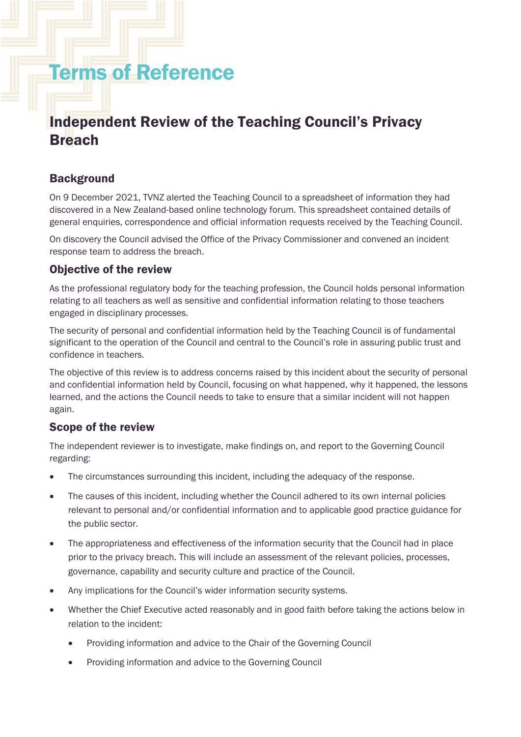# Terms of Reference

## Independent Review of the Teaching Council's Privacy Breach

### Background

On 9 December 2021, TVNZ alerted the Teaching Council to a spreadsheet of information they had discovered in a New Zealand-based online technology forum. This spreadsheet contained details of general enquiries, correspondence and official information requests received by the Teaching Council.

On discovery the Council advised the Office of the Privacy Commissioner and convened an incident response team to address the breach.

### Objective of the review

As the professional regulatory body for the teaching profession, the Council holds personal information relating to all teachers as well as sensitive and confidential information relating to those teachers engaged in disciplinary processes.

The security of personal and confidential information held by the Teaching Council is of fundamental significant to the operation of the Council and central to the Council's role in assuring public trust and confidence in teachers.

The objective of this review is to address concerns raised by this incident about the security of personal and confidential information held by Council, focusing on what happened, why it happened, the lessons learned, and the actions the Council needs to take to ensure that a similar incident will not happen again.

### Scope of the review

The independent reviewer is to investigate, make findings on, and report to the Governing Council regarding:

- The circumstances surrounding this incident, including the adequacy of the response.
- The causes of this incident, including whether the Council adhered to its own internal policies relevant to personal and/or confidential information and to applicable good practice guidance for the public sector.
- The appropriateness and effectiveness of the information security that the Council had in place prior to the privacy breach. This will include an assessment of the relevant policies, processes, governance, capability and security culture and practice of the Council.
- Any implications for the Council's wider information security systems.
- Whether the Chief Executive acted reasonably and in good faith before taking the actions below in relation to the incident:
  - Providing information and advice to the Chair of the Governing Council
  - Providing information and advice to the Governing Council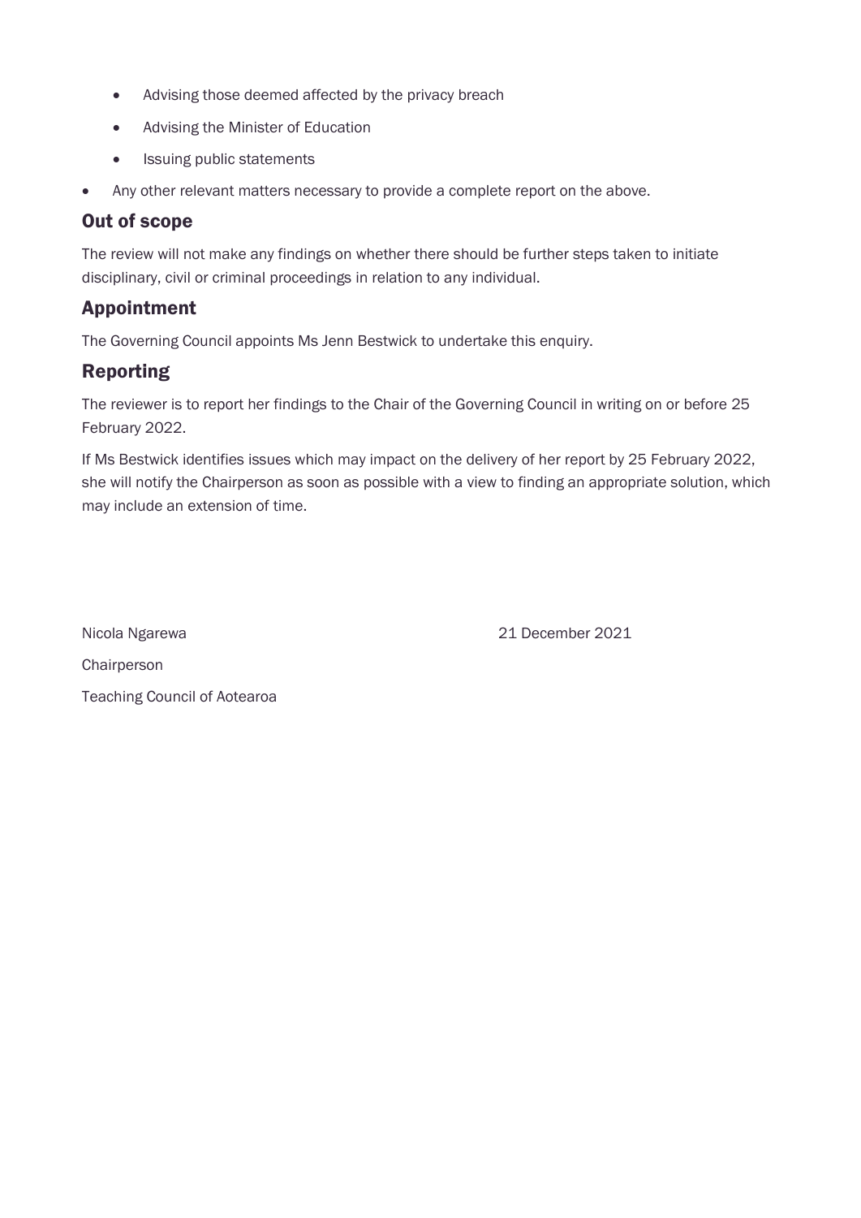- Advising those deemed affected by the privacy breach
  - Advising the Minister of Education
  - Issuing public statements
- Any other relevant matters necessary to provide a complete report on the above.

## Out of scope

The review will not make any findings on whether there should be further steps taken to initiate disciplinary, civil or criminal proceedings in relation to any individual.

## Appointment

The Governing Council appoints Ms Jenn Bestwick to undertake this enquiry.

## Reporting

The reviewer is to report her findings to the Chair of the Governing Council in writing on or before 25 February 2022.

If Ms Bestwick identifies issues which may impact on the delivery of her report by 25 February 2022, she will notify the Chairperson as soon as possible with a view to finding an appropriate solution, which may include an extension of time.

Nicola Ngarewa

Chairperson

Teaching Council of Aotearoa

21 December 2021